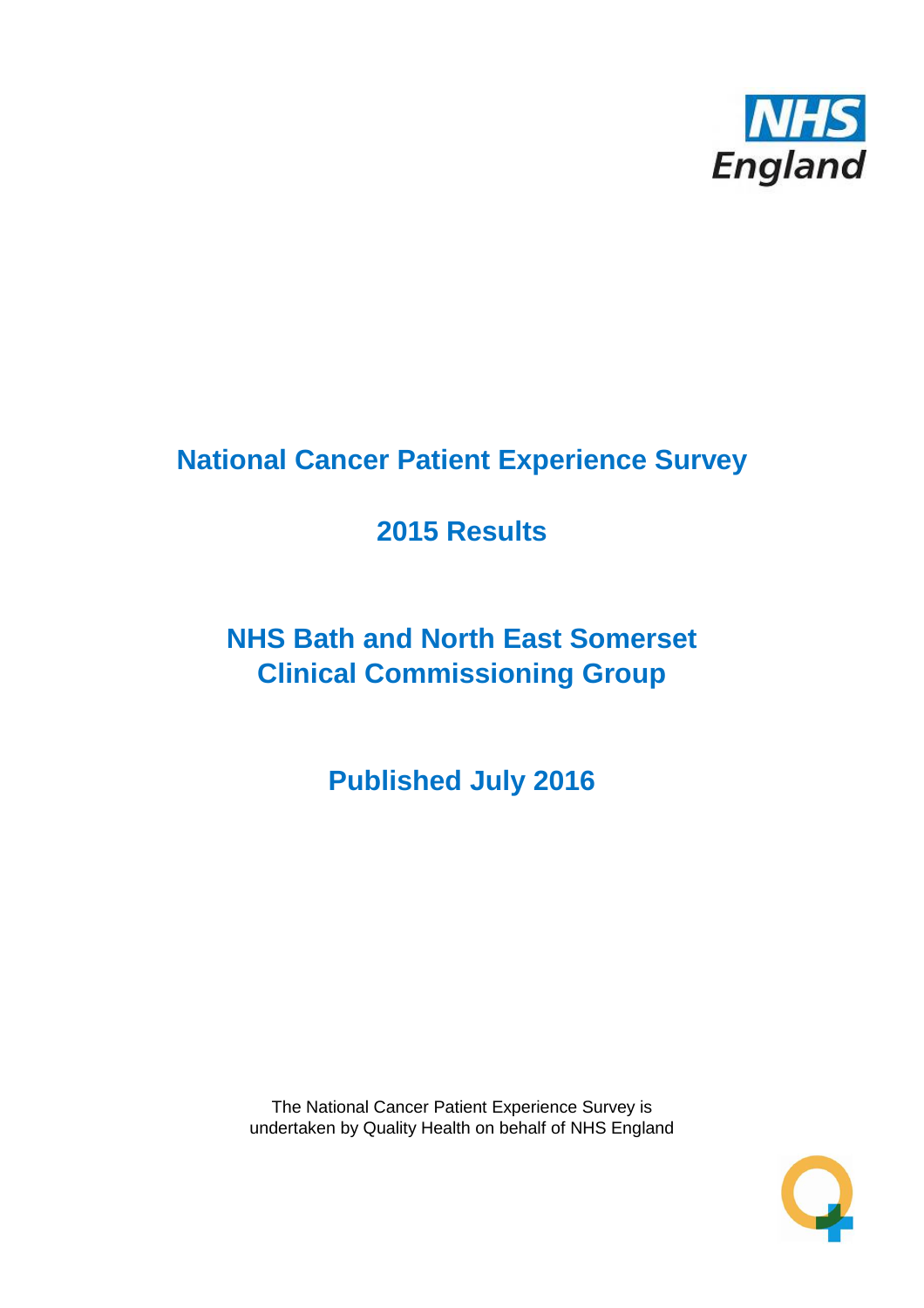# National Cancer Patient Experience Survey

## 2015 Results

## NHS Bath and North East Somerset Clinical Commissioning Group

## Published July 2016

The National Cancer Patient Experience Survey is undertaken by Quality Health on behalf of NHS England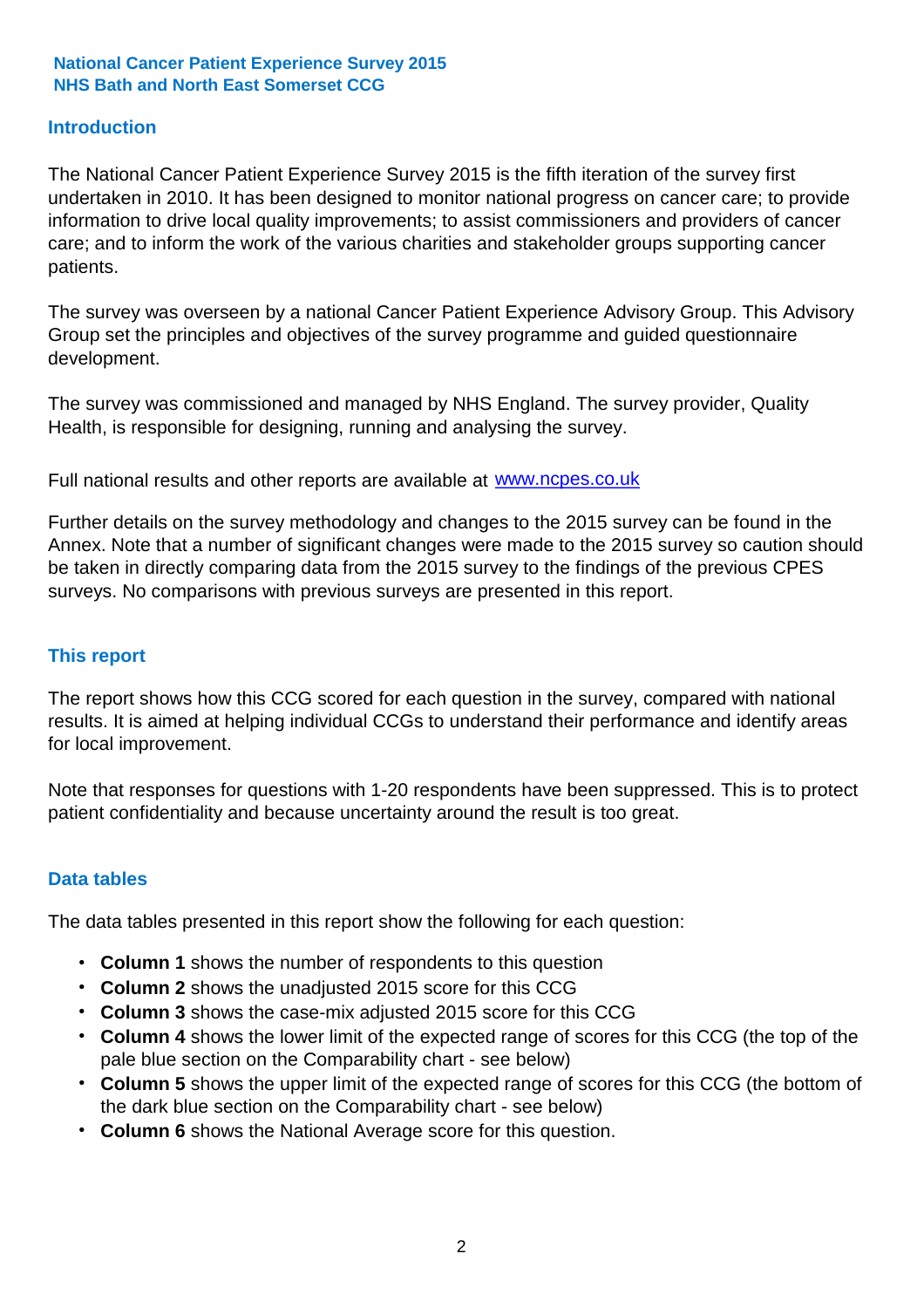**National Cancer Patient Experience Survey 2015**
**NHS Bath and North East Somerset CCG**

## Introduction

The National Cancer Patient Experience Survey 2015 is the fifth iteration of the survey first undertaken in 2010. It has been designed to monitor national progress on cancer care; to provide information to drive local quality improvements; to assist commissioners and providers of cancer care; and to inform the work of the various charities and stakeholder groups supporting cancer patients.

The survey was overseen by a national Cancer Patient Experience Advisory Group. This Advisory Group set the principles and objectives of the survey programme and guided questionnaire development.

The survey was commissioned and managed by NHS England. The survey provider, Quality Health, is responsible for designing, running and analysing the survey.

Full national results and other reports are available at [www.ncpes.co.uk](http://www.ncpes.co.uk)

Further details on the survey methodology and changes to the 2015 survey can be found in the Annex. Note that a number of significant changes were made to the 2015 survey so caution should be taken in directly comparing data from the 2015 survey to the findings of the previous CPES surveys. No comparisons with previous surveys are presented in this report.

## This report

The report shows how this CCG scored for each question in the survey, compared with national results. It is aimed at helping individual CCGs to understand their performance and identify areas for local improvement.

Note that responses for questions with 1-20 respondents have been suppressed. This is to protect patient confidentiality and because uncertainty around the result is too great.

## Data tables

The data tables presented in this report show the following for each question:

- **Column 1** shows the number of respondents to this question
- **Column 2** shows the unadjusted 2015 score for this CCG
- **Column 3** shows the case-mix adjusted 2015 score for this CCG
- **Column 4** shows the lower limit of the expected range of scores for this CCG (the top of the pale blue section on the Comparability chart - see below)
- **Column 5** shows the upper limit of the expected range of scores for this CCG (the bottom of the dark blue section on the Comparability chart - see below)
- **Column 6** shows the National Average score for this question.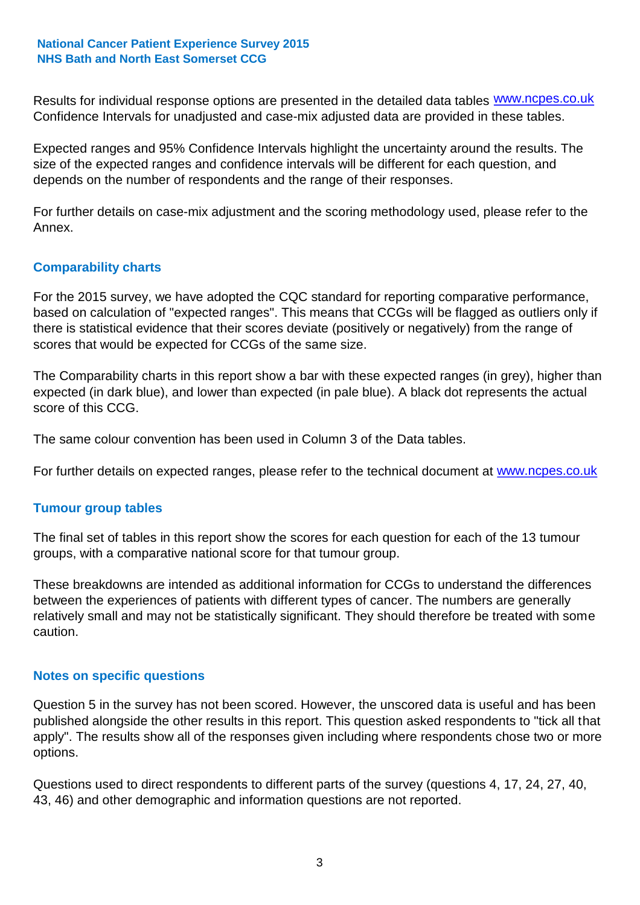Results for individual response options are presented in the detailed data tables www.ncpes.co.uk Confidence Intervals for unadjusted and case-mix adjusted data are provided in these tables.

Expected ranges and 95% Confidence Intervals highlight the uncertainty around the results. The size of the expected ranges and confidence intervals will be different for each question, and depends on the number of respondents and the range of their responses.

For further details on case-mix adjustment and the scoring methodology used, please refer to the Annex.

## Comparability charts

For the 2015 survey, we have adopted the CQC standard for reporting comparative performance, based on calculation of "expected ranges". This means that CCGs will be flagged as outliers only if there is statistical evidence that their scores deviate (positively or negatively) from the range of scores that would be expected for CCGs of the same size.

The Comparability charts in this report show a bar with these expected ranges (in grey), higher than expected (in dark blue), and lower than expected (in pale blue). A black dot represents the actual score of this CCG.

The same colour convention has been used in Column 3 of the Data tables.

For further details on expected ranges, please refer to the technical document at www.ncpes.co.uk

## Tumour group tables

The final set of tables in this report show the scores for each question for each of the 13 tumour groups, with a comparative national score for that tumour group.

These breakdowns are intended as additional information for CCGs to understand the differences between the experiences of patients with different types of cancer. The numbers are generally relatively small and may not be statistically significant. They should therefore be treated with some caution.

## Notes on specific questions

Question 5 in the survey has not been scored. However, the unscored data is useful and has been published alongside the other results in this report. This question asked respondents to "tick all that apply". The results show all of the responses given including where respondents chose two or more options.

Questions used to direct respondents to different parts of the survey (questions 4, 17, 24, 27, 40, 43, 46) and other demographic and information questions are not reported.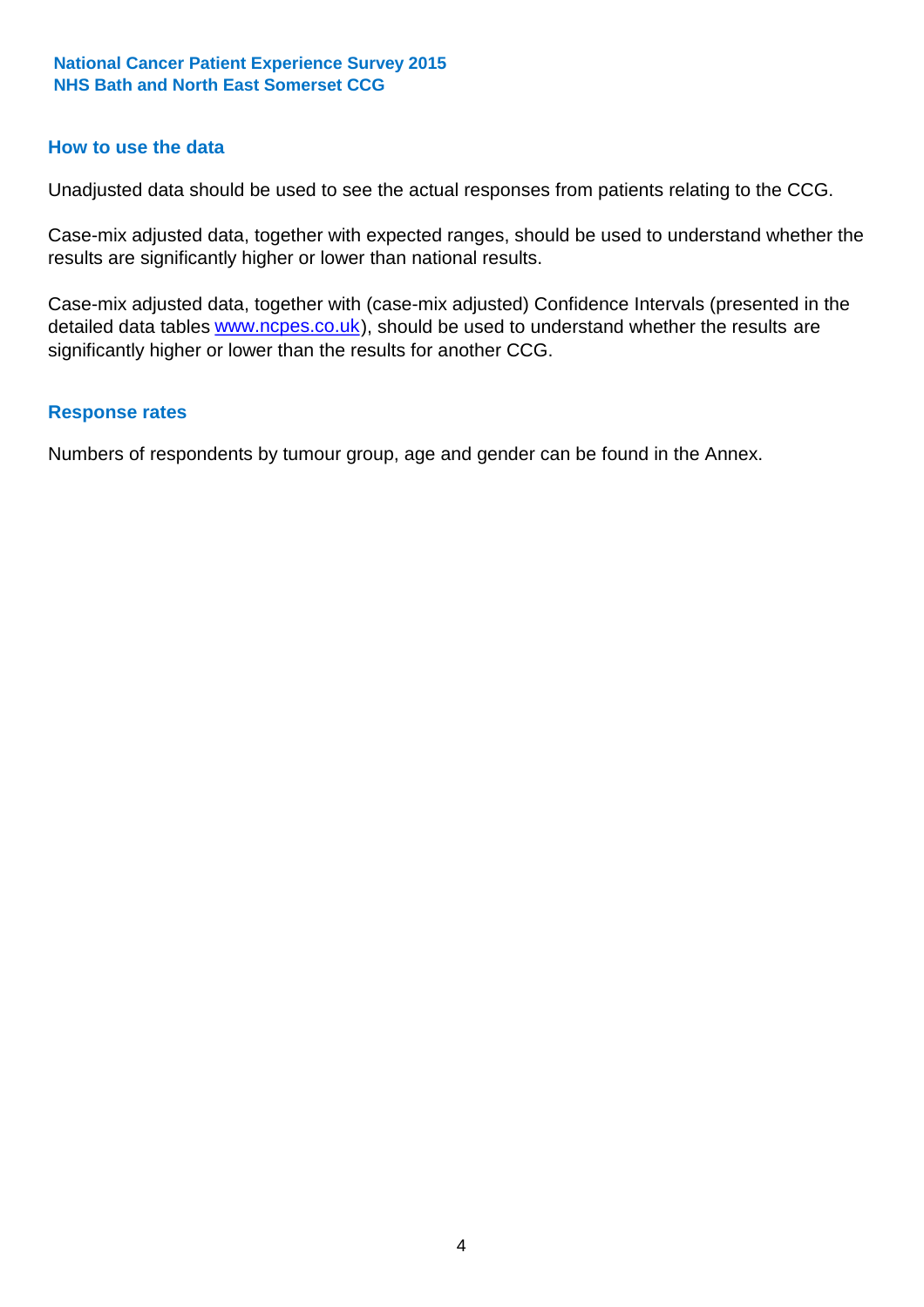## How to use the data

Unadjusted data should be used to see the actual responses from patients relating to the CCG.

Case-mix adjusted data, together with expected ranges, should be used to understand whether the results are significantly higher or lower than national results.

Case-mix adjusted data, together with (case-mix adjusted) Confidence Intervals (presented in the detailed data tables www.ncpes.co.uk), should be used to understand whether the results are significantly higher or lower than the results for another CCG.

## Response rates

Numbers of respondents by tumour group, age and gender can be found in the Annex.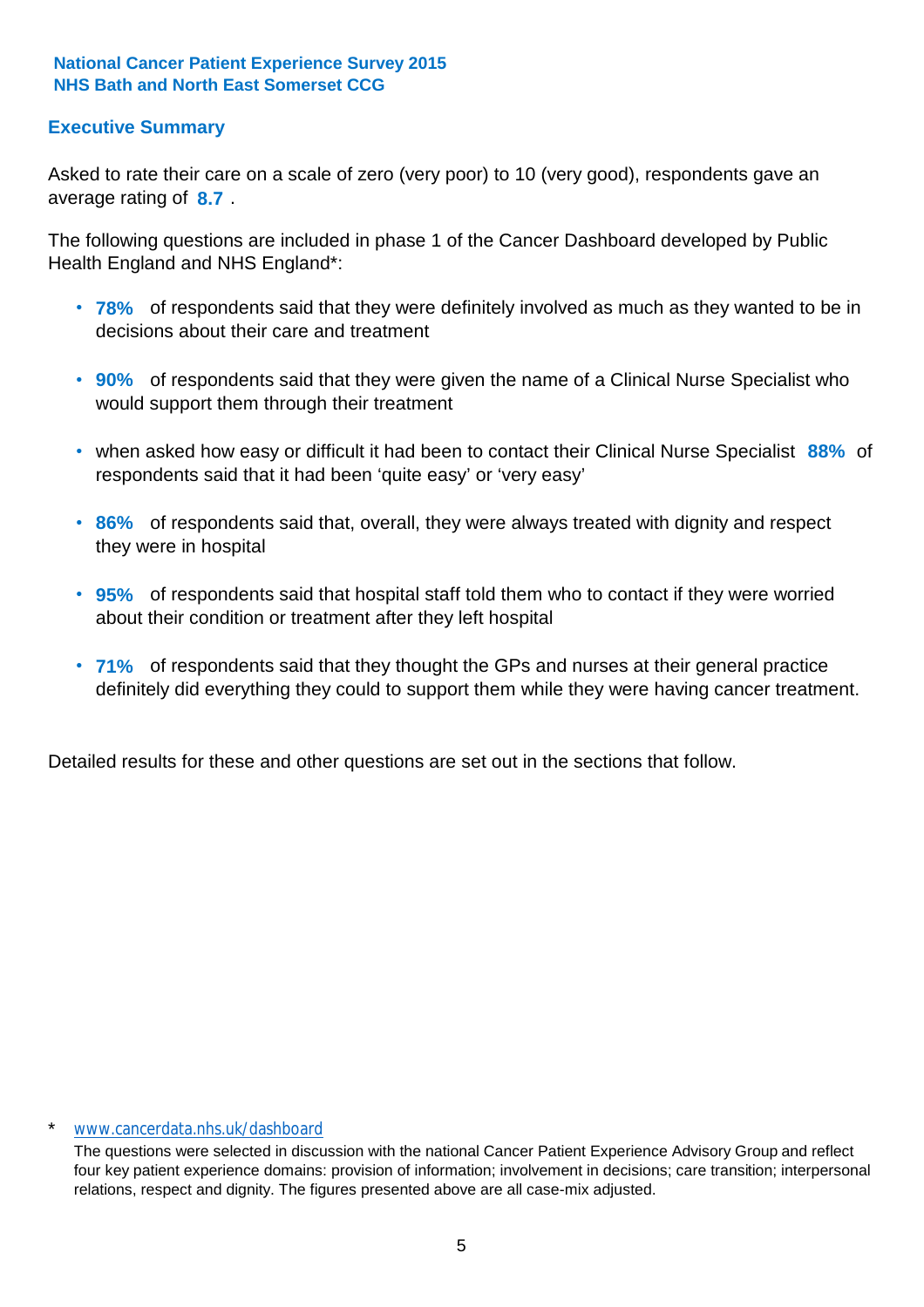**National Cancer Patient Experience Survey 2015**
**NHS Bath and North East Somerset CCG**

## Executive Summary

Asked to rate their care on a scale of zero (very poor) to 10 (very good), respondents gave an average rating of **8.7** .

The following questions are included in phase 1 of the Cancer Dashboard developed by Public Health England and NHS England*:

- **78%** of respondents said that they were definitely involved as much as they wanted to be in decisions about their care and treatment
- **90%** of respondents said that they were given the name of a Clinical Nurse Specialist who would support them through their treatment
- when asked how easy or difficult it had been to contact their Clinical Nurse Specialist **88%** of respondents said that it had been 'quite easy' or 'very easy'
- **86%** of respondents said that, overall, they were always treated with dignity and respect they were in hospital
- **95%** of respondents said that hospital staff told them who to contact if they were worried about their condition or treatment after they left hospital
- **71%** of respondents said that they thought the GPs and nurses at their general practice definitely did everything they could to support them while they were having cancer treatment.

Detailed results for these and other questions are set out in the sections that follow.

\* www.cancerdata.nhs.uk/dashboard

The questions were selected in discussion with the national Cancer Patient Experience Advisory Group and reflect four key patient experience domains: provision of information; involvement in decisions; care transition; interpersonal relations, respect and dignity. The figures presented above are all case-mix adjusted.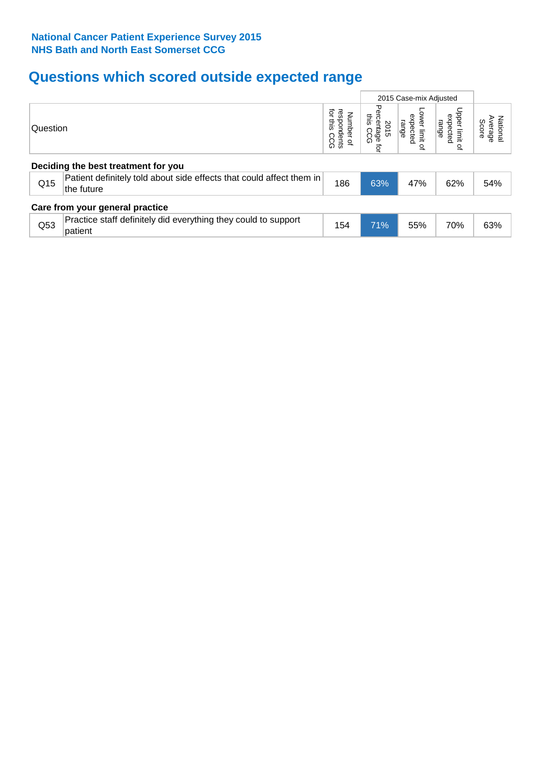**National Cancer Patient Experience Survey 2015**
**NHS Bath and North East Somerset CCG**

# Questions which scored outside expected range

| | Question | Number of respondents for this CCG | 2015 Case-mix Adjusted: 2015 Percentage for this CCG | 2015 Case-mix Adjusted: Lower limit of expected range | 2015 Case-mix Adjusted: Upper limit of expected range | National Average Score |
|---|---|---|---|---|---|---|
| **Deciding the best treatment for you** | | | | | | |
| Q15 | Patient definitely told about side effects that could affect them in the future | 186 | 63% | 47% | 62% | 54% |
| **Care from your general practice** | | | | | | |
| Q53 | Practice staff definitely did everything they could to support patient | 154 | 71% | 55% | 70% | 63% |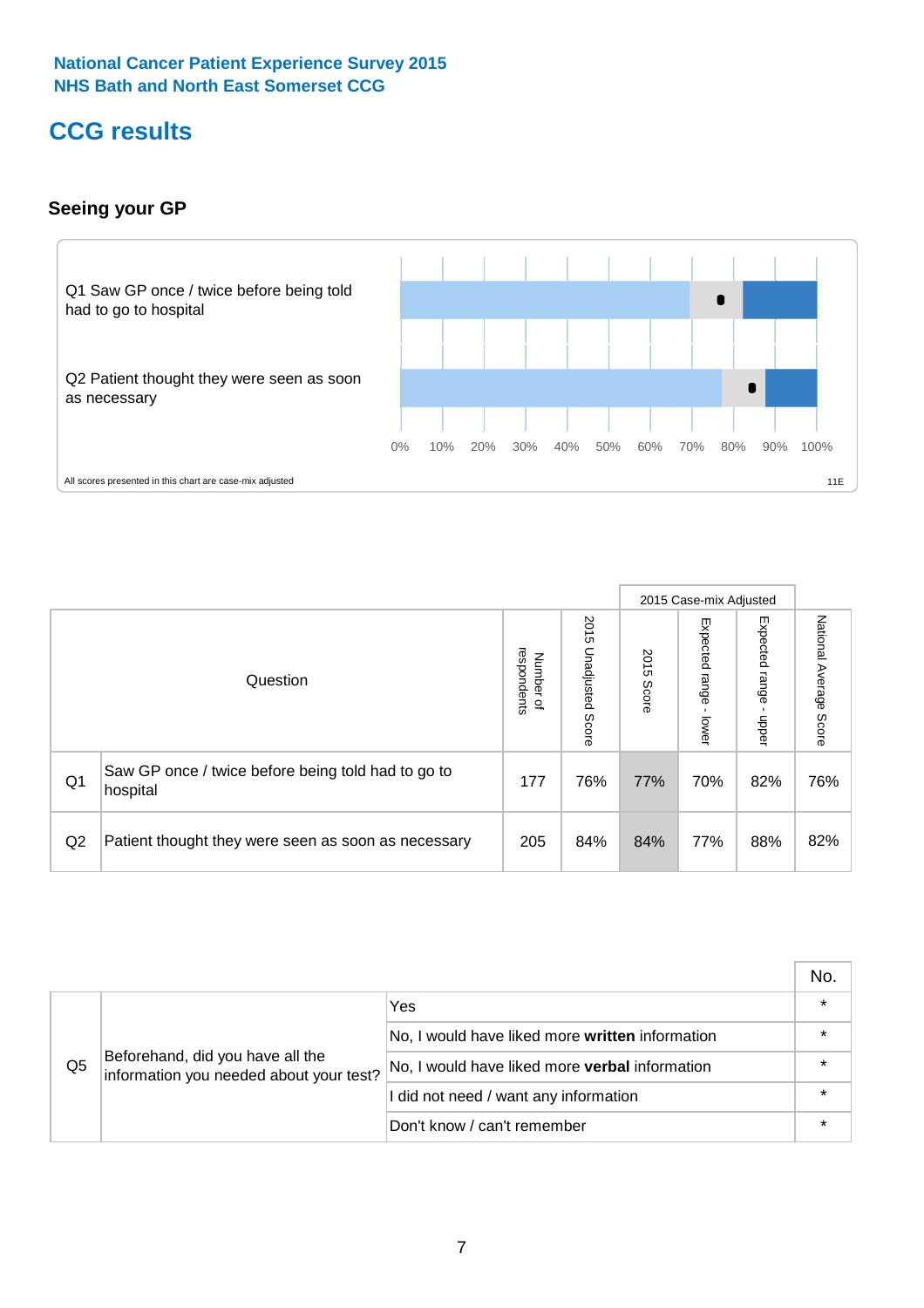National Cancer Patient Experience Survey 2015
NHS Bath and North East Somerset CCG

# CCG results

## Seeing your GP

Q1 Saw GP once / twice before being told had to go to hospital

Q2 Patient thought they were seen as soon as necessary

0% 10% 20% 30% 40% 50% 60% 70% 80% 90% 100%

All scores presented in this chart are case-mix adjusted

11E

| | Question | Number of respondents | 2015 Unadjusted Score | 2015 Case-mix Adjusted | | | National Average Score |
|---|---|---|---|---|---|---|---|
| | | | | 2015 Score | Expected range - lower | Expected range - upper | |
| Q1 | Saw GP once / twice before being told had to go to hospital | 177 | 76% | 77% | 70% | 82% | 76% |
| Q2 | Patient thought they were seen as soon as necessary | 205 | 84% | 84% | 77% | 88% | 82% |

| | | | No. |
|---|---|---|---|
| Q5 | Beforehand, did you have all the information you needed about your test? | Yes | * |
| | | No, I would have liked more **written** information | * |
| | | No, I would have liked more **verbal** information | * |
| | | I did not need / want any information | * |
| | | Don't know / can't remember | * |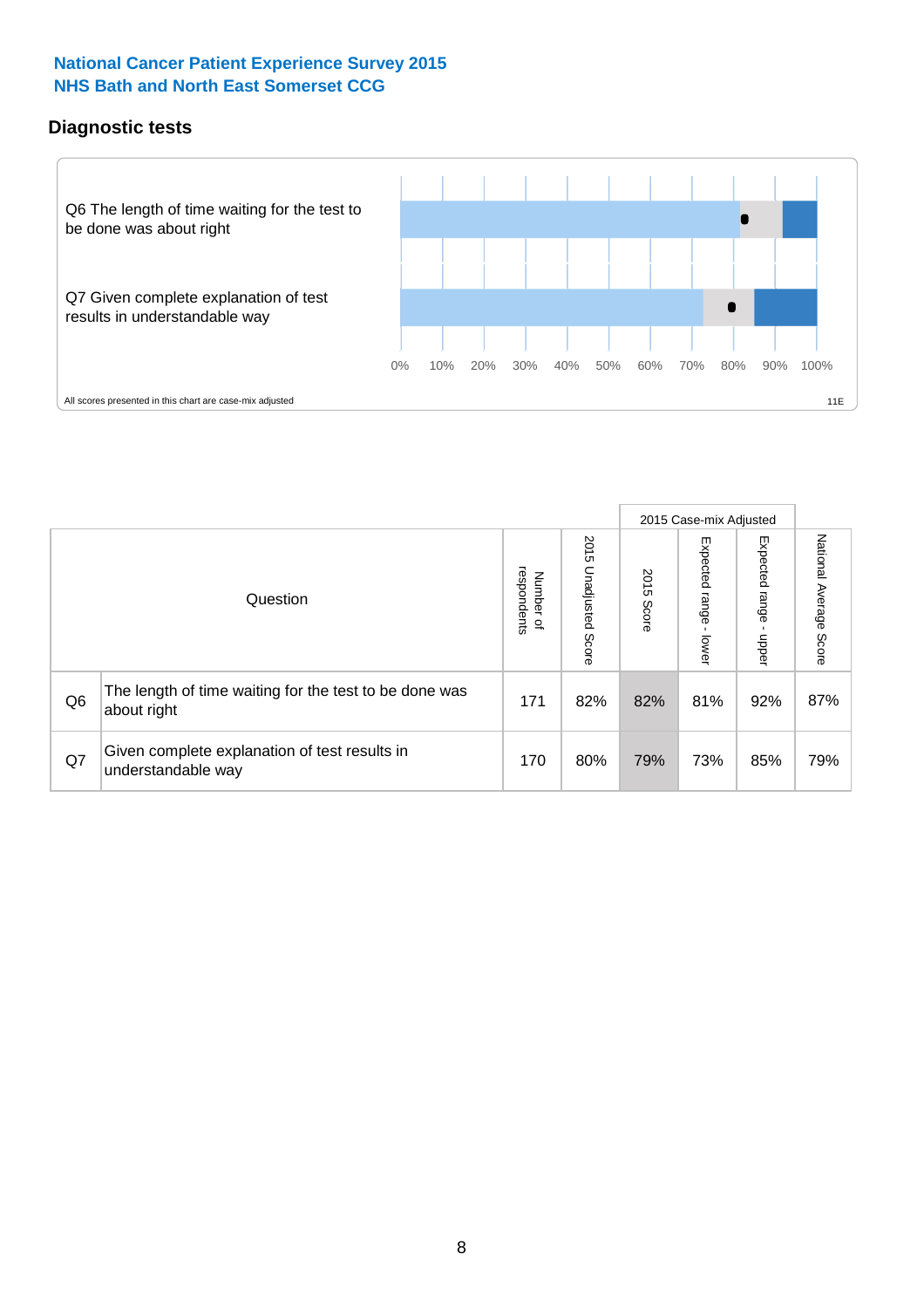**National Cancer Patient Experience Survey 2015**
**NHS Bath and North East Somerset CCG**

## Diagnostic tests

Q6 The length of time waiting for the test to be done was about right

Q7 Given complete explanation of test results in understandable way

0% 10% 20% 30% 40% 50% 60% 70% 80% 90% 100%

All scores presented in this chart are case-mix adjusted

11E

| | Question | Number of respondents | 2015 Unadjusted Score | 2015 Case-mix Adjusted 2015 Score | 2015 Case-mix Adjusted Expected range - lower | 2015 Case-mix Adjusted Expected range - upper | National Average Score |
|---|---|---|---|---|---|---|---|
| Q6 | The length of time waiting for the test to be done was about right | 171 | 82% | 82% | 81% | 92% | 87% |
| Q7 | Given complete explanation of test results in understandable way | 170 | 80% | 79% | 73% | 85% | 79% |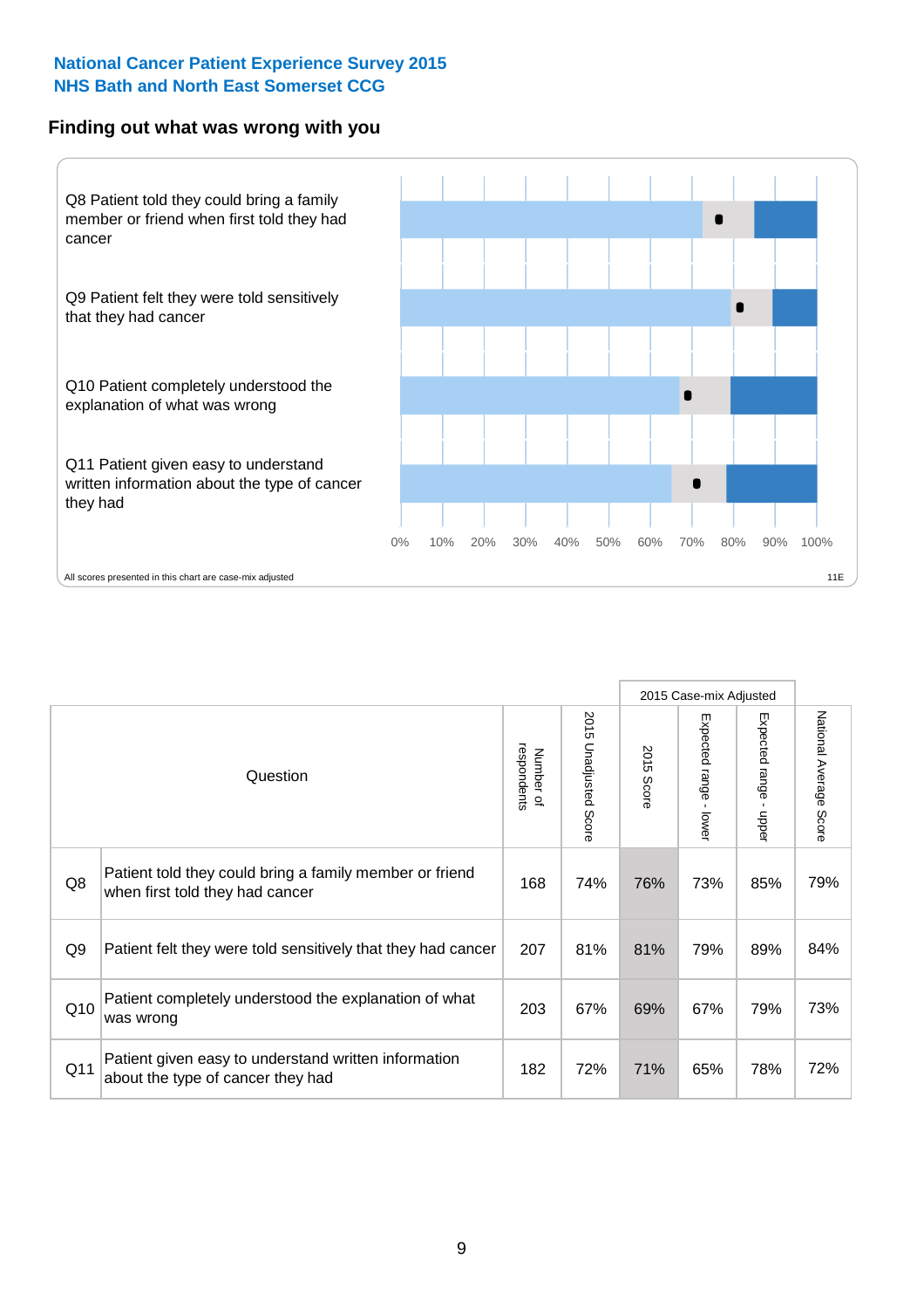**National Cancer Patient Experience Survey 2015**
**NHS Bath and North East Somerset CCG**

## Finding out what was wrong with you

Q8 Patient told they could bring a family member or friend when first told they had cancer

Q9 Patient felt they were told sensitively that they had cancer

Q10 Patient completely understood the explanation of what was wrong

Q11 Patient given easy to understand written information about the type of cancer they had

0% 10% 20% 30% 40% 50% 60% 70% 80% 90% 100%

All scores presented in this chart are case-mix adjusted

11E

| | Question | Number of respondents | 2015 Unadjusted Score | 2015 Case-mix Adjusted | | | National Average Score |
|---|---|---|---|---|---|---|---|
| | | | | 2015 Score | Expected range - lower | Expected range - upper | |
| Q8 | Patient told they could bring a family member or friend when first told they had cancer | 168 | 74% | 76% | 73% | 85% | 79% |
| Q9 | Patient felt they were told sensitively that they had cancer | 207 | 81% | 81% | 79% | 89% | 84% |
| Q10 | Patient completely understood the explanation of what was wrong | 203 | 67% | 69% | 67% | 79% | 73% |
| Q11 | Patient given easy to understand written information about the type of cancer they had | 182 | 72% | 71% | 65% | 78% | 72% |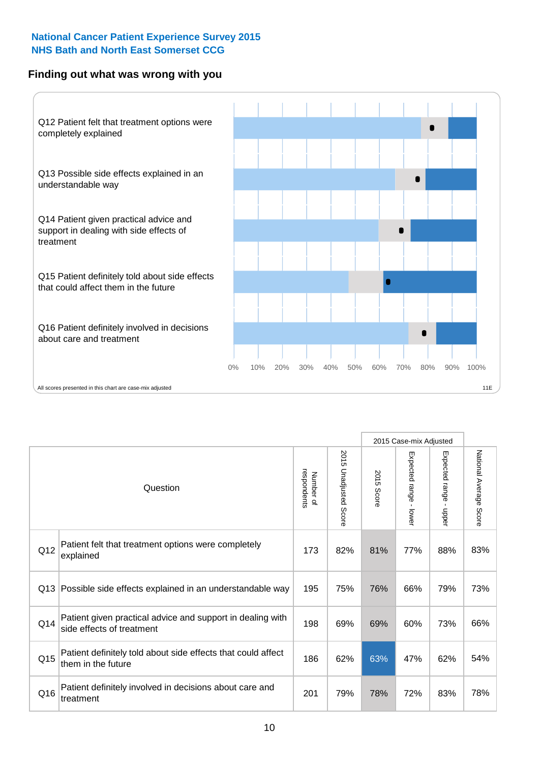**National Cancer Patient Experience Survey 2015**
**NHS Bath and North East Somerset CCG**

## Finding out what was wrong with you

Q12 Patient felt that treatment options were completely explained

Q13 Possible side effects explained in an understandable way

Q14 Patient given practical advice and support in dealing with side effects of treatment

Q15 Patient definitely told about side effects that could affect them in the future

Q16 Patient definitely involved in decisions about care and treatment

0% 10% 20% 30% 40% 50% 60% 70% 80% 90% 100%

All scores presented in this chart are case-mix adjusted

11E

| Question | | Number of respondents | 2015 Unadjusted Score | 2015 Case-mix Adjusted: 2015 Score | 2015 Case-mix Adjusted: Expected range - lower | 2015 Case-mix Adjusted: Expected range - upper | National Average Score |
|---|---|---|---|---|---|---|---|
| Q12 | Patient felt that treatment options were completely explained | 173 | 82% | 81% | 77% | 88% | 83% |
| Q13 | Possible side effects explained in an understandable way | 195 | 75% | 76% | 66% | 79% | 73% |
| Q14 | Patient given practical advice and support in dealing with side effects of treatment | 198 | 69% | 69% | 60% | 73% | 66% |
| Q15 | Patient definitely told about side effects that could affect them in the future | 186 | 62% | 63% | 47% | 62% | 54% |
| Q16 | Patient definitely involved in decisions about care and treatment | 201 | 79% | 78% | 72% | 83% | 78% |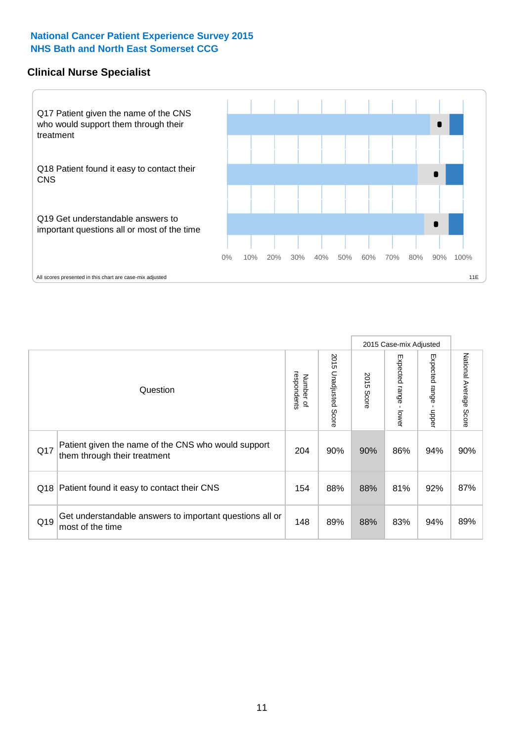National Cancer Patient Experience Survey 2015
NHS Bath and North East Somerset CCG

## Clinical Nurse Specialist

Q17 Patient given the name of the CNS who would support them through their treatment

Q18 Patient found it easy to contact their CNS

Q19 Get understandable answers to important questions all or most of the time

0% 10% 20% 30% 40% 50% 60% 70% 80% 90% 100%

All scores presented in this chart are case-mix adjusted

11E

| | Question | Number of respondents | 2015 Unadjusted Score | 2015 Case-mix Adjusted | | | National Average Score |
|---|---|---|---|---|---|---|---|
| | | | | 2015 Score | Expected range - lower | Expected range - upper | |
| Q17 | Patient given the name of the CNS who would support them through their treatment | 204 | 90% | 90% | 86% | 94% | 90% |
| Q18 | Patient found it easy to contact their CNS | 154 | 88% | 88% | 81% | 92% | 87% |
| Q19 | Get understandable answers to important questions all or most of the time | 148 | 89% | 88% | 83% | 94% | 89% |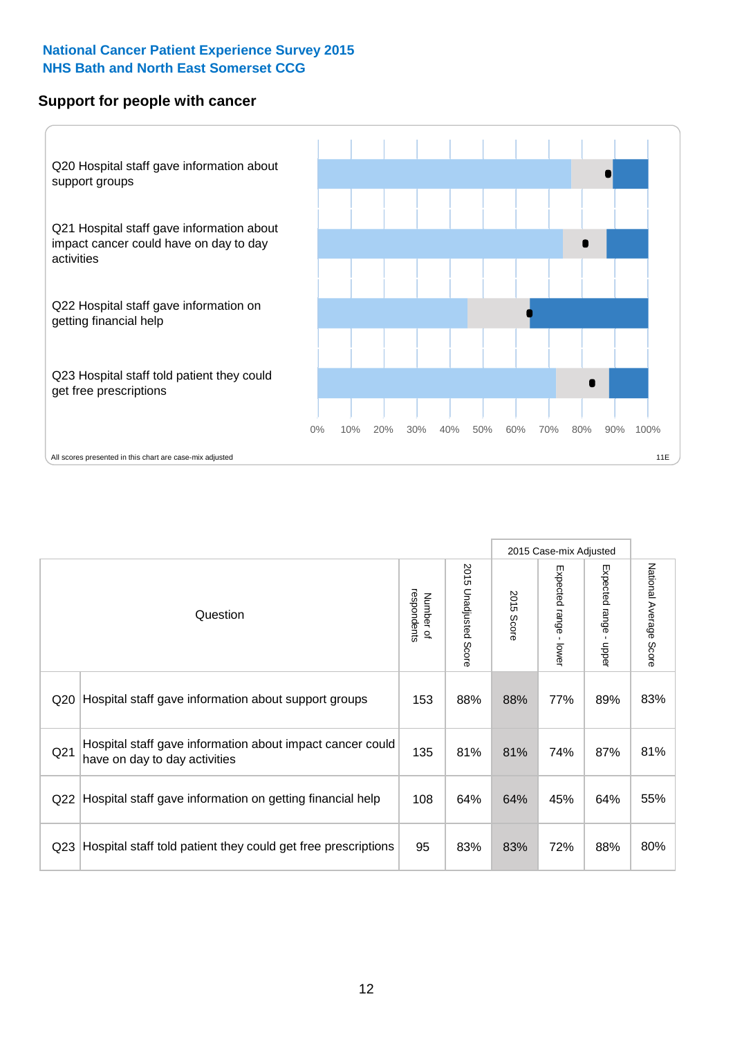National Cancer Patient Experience Survey 2015
NHS Bath and North East Somerset CCG

## Support for people with cancer

Q20 Hospital staff gave information about support groups

Q21 Hospital staff gave information about impact cancer could have on day to day activities

Q22 Hospital staff gave information on getting financial help

Q23 Hospital staff told patient they could get free prescriptions

0% 10% 20% 30% 40% 50% 60% 70% 80% 90% 100%

All scores presented in this chart are case-mix adjusted

11E

| Question | | Number of respondents | 2015 Unadjusted Score | 2015 Case-mix Adjusted 2015 Score | 2015 Case-mix Adjusted Expected range - lower | 2015 Case-mix Adjusted Expected range - upper | National Average Score |
|---|---|---|---|---|---|---|---|
| Q20 | Hospital staff gave information about support groups | 153 | 88% | 88% | 77% | 89% | 83% |
| Q21 | Hospital staff gave information about impact cancer could have on day to day activities | 135 | 81% | 81% | 74% | 87% | 81% |
| Q22 | Hospital staff gave information on getting financial help | 108 | 64% | 64% | 45% | 64% | 55% |
| Q23 | Hospital staff told patient they could get free prescriptions | 95 | 83% | 83% | 72% | 88% | 80% |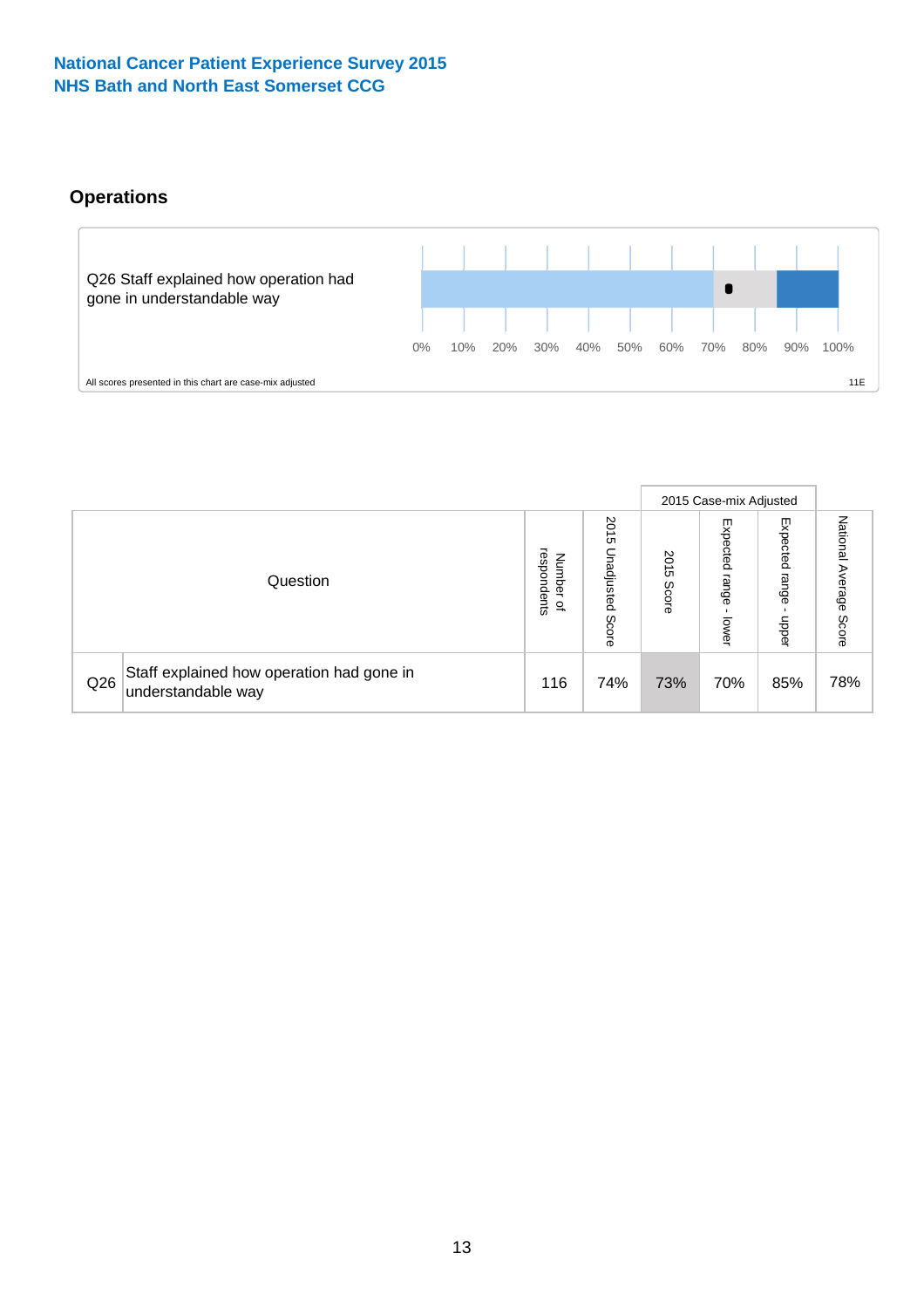National Cancer Patient Experience Survey 2015
NHS Bath and North East Somerset CCG

## Operations

Q26 Staff explained how operation had gone in understandable way

0% 10% 20% 30% 40% 50% 60% 70% 80% 90% 100%

All scores presented in this chart are case-mix adjusted

11E

| Question | | Number of respondents | 2015 Unadjusted Score | 2015 Case-mix Adjusted | | | National Average Score |
|---|---|---|---|---|---|---|---|
| | | | | 2015 Score | Expected range - lower | Expected range - upper | |
| Q26 | Staff explained how operation had gone in understandable way | 116 | 74% | 73% | 70% | 85% | 78% |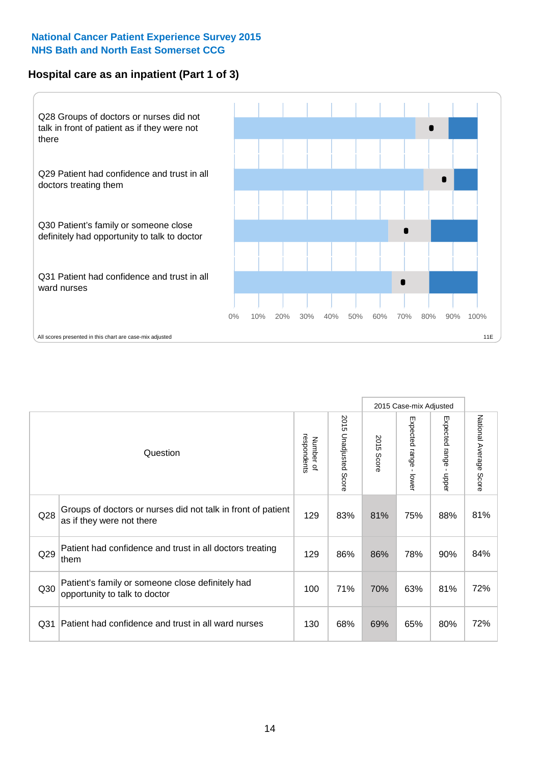**National Cancer Patient Experience Survey 2015**
**NHS Bath and North East Somerset CCG**

## Hospital care as an inpatient (Part 1 of 3)

Q28 Groups of doctors or nurses did not talk in front of patient as if they were not there

Q29 Patient had confidence and trust in all doctors treating them

Q30 Patient's family or someone close definitely had opportunity to talk to doctor

Q31 Patient had confidence and trust in all ward nurses

0% 10% 20% 30% 40% 50% 60% 70% 80% 90% 100%

All scores presented in this chart are case-mix adjusted

11E

| | Question | Number of respondents | 2015 Unadjusted Score | 2015 Case-mix Adjusted | | | National Average Score |
|---|---|---|---|---|---|---|---|
| | | | | 2015 Score | Expected range - lower | Expected range - upper | |
| Q28 | Groups of doctors or nurses did not talk in front of patient as if they were not there | 129 | 83% | 81% | 75% | 88% | 81% |
| Q29 | Patient had confidence and trust in all doctors treating them | 129 | 86% | 86% | 78% | 90% | 84% |
| Q30 | Patient's family or someone close definitely had opportunity to talk to doctor | 100 | 71% | 70% | 63% | 81% | 72% |
| Q31 | Patient had confidence and trust in all ward nurses | 130 | 68% | 69% | 65% | 80% | 72% |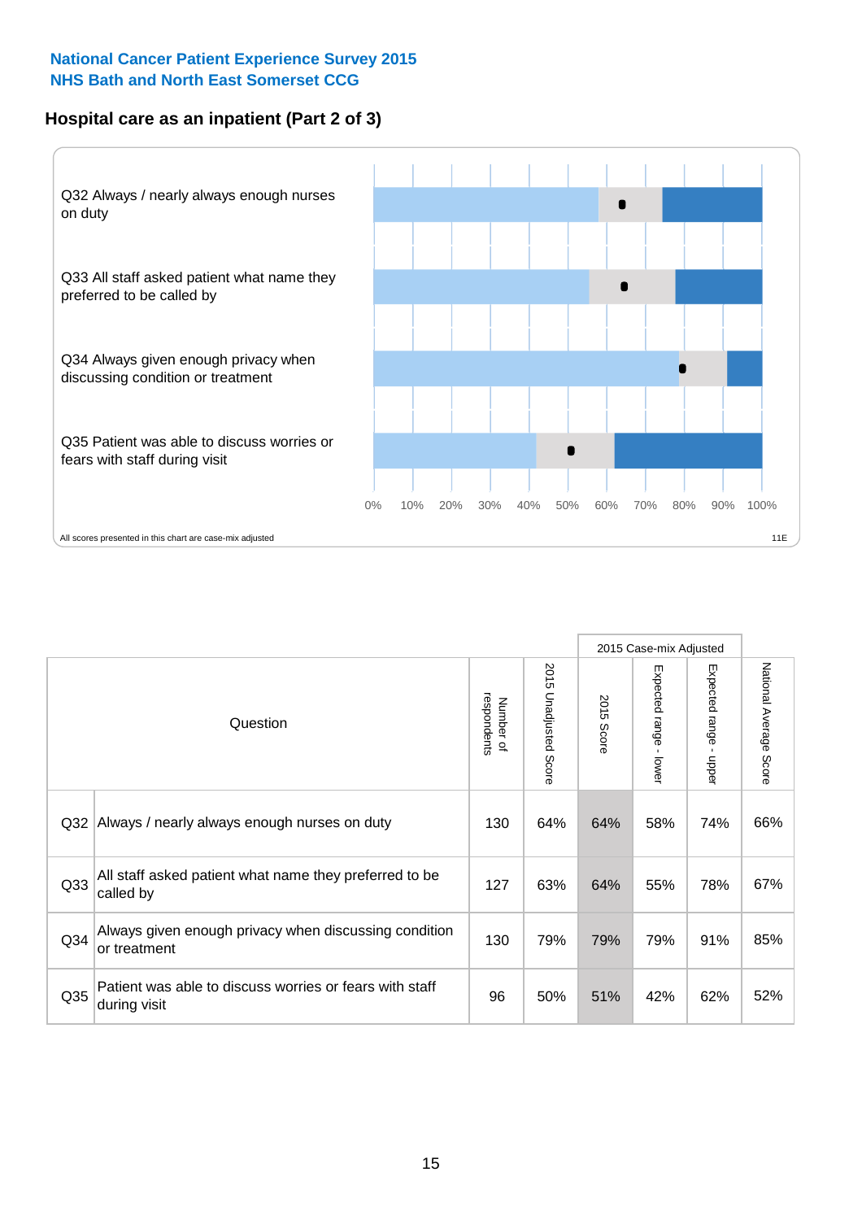National Cancer Patient Experience Survey 2015
NHS Bath and North East Somerset CCG

## Hospital care as an inpatient (Part 2 of 3)

Q32 Always / nearly always enough nurses on duty

Q33 All staff asked patient what name they preferred to be called by

Q34 Always given enough privacy when discussing condition or treatment

Q35 Patient was able to discuss worries or fears with staff during visit

0% 10% 20% 30% 40% 50% 60% 70% 80% 90% 100%

All scores presented in this chart are case-mix adjusted

11E

| Question | | Number of respondents | 2015 Unadjusted Score | 2015 Case-mix Adjusted: 2015 Score | 2015 Case-mix Adjusted: Expected range - lower | 2015 Case-mix Adjusted: Expected range - upper | National Average Score |
|---|---|---|---|---|---|---|---|
| Q32 | Always / nearly always enough nurses on duty | 130 | 64% | 64% | 58% | 74% | 66% |
| Q33 | All staff asked patient what name they preferred to be called by | 127 | 63% | 64% | 55% | 78% | 67% |
| Q34 | Always given enough privacy when discussing condition or treatment | 130 | 79% | 79% | 79% | 91% | 85% |
| Q35 | Patient was able to discuss worries or fears with staff during visit | 96 | 50% | 51% | 42% | 62% | 52% |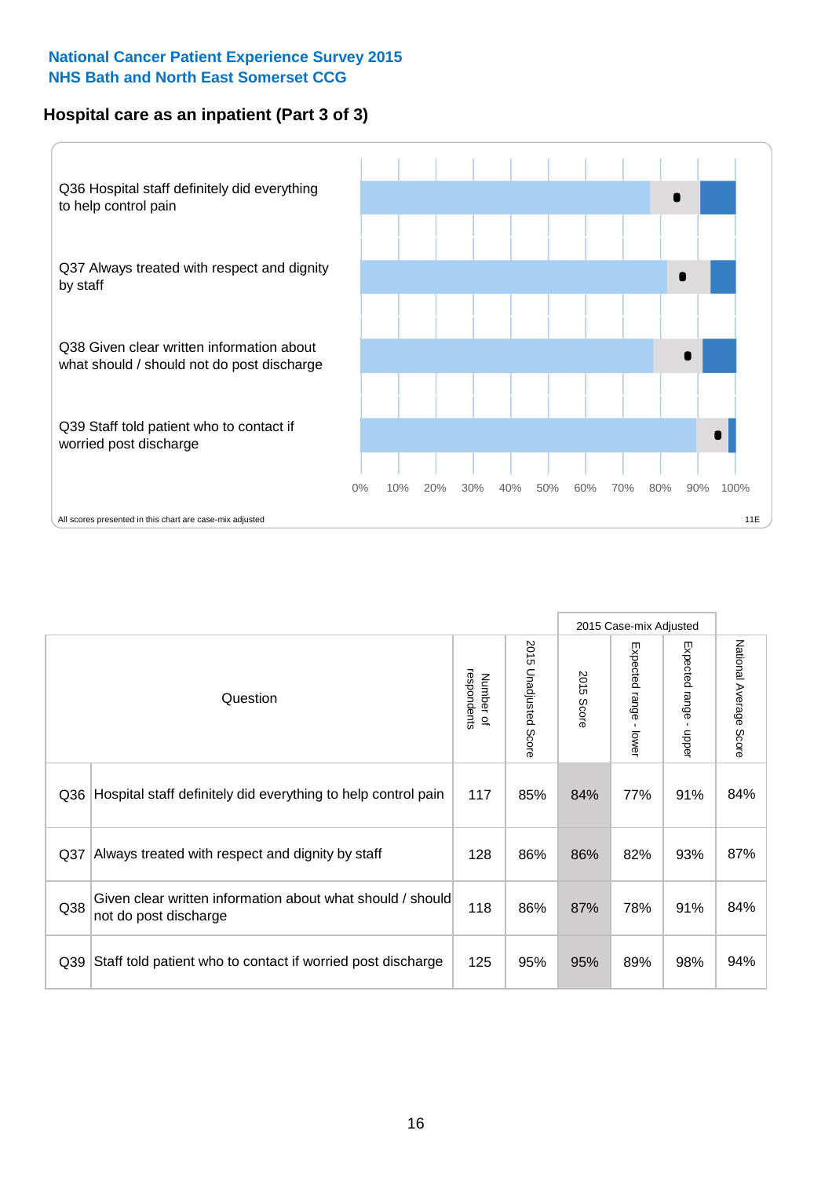**National Cancer Patient Experience Survey 2015**
**NHS Bath and North East Somerset CCG**

## Hospital care as an inpatient (Part 3 of 3)

Q36 Hospital staff definitely did everything to help control pain

Q37 Always treated with respect and dignity by staff

Q38 Given clear written information about what should / should not do post discharge

Q39 Staff told patient who to contact if worried post discharge

0% 10% 20% 30% 40% 50% 60% 70% 80% 90% 100%

All scores presented in this chart are case-mix adjusted

11E

| | Question | Number of respondents | 2015 Unadjusted Score | 2015 Case-mix Adjusted | | | National Average Score |
|---|---|---|---|---|---|---|---|
| | | | | 2015 Score | Expected range - lower | Expected range - upper | |
| Q36 | Hospital staff definitely did everything to help control pain | 117 | 85% | 84% | 77% | 91% | 84% |
| Q37 | Always treated with respect and dignity by staff | 128 | 86% | 86% | 82% | 93% | 87% |
| Q38 | Given clear written information about what should / should not do post discharge | 118 | 86% | 87% | 78% | 91% | 84% |
| Q39 | Staff told patient who to contact if worried post discharge | 125 | 95% | 95% | 89% | 98% | 94% |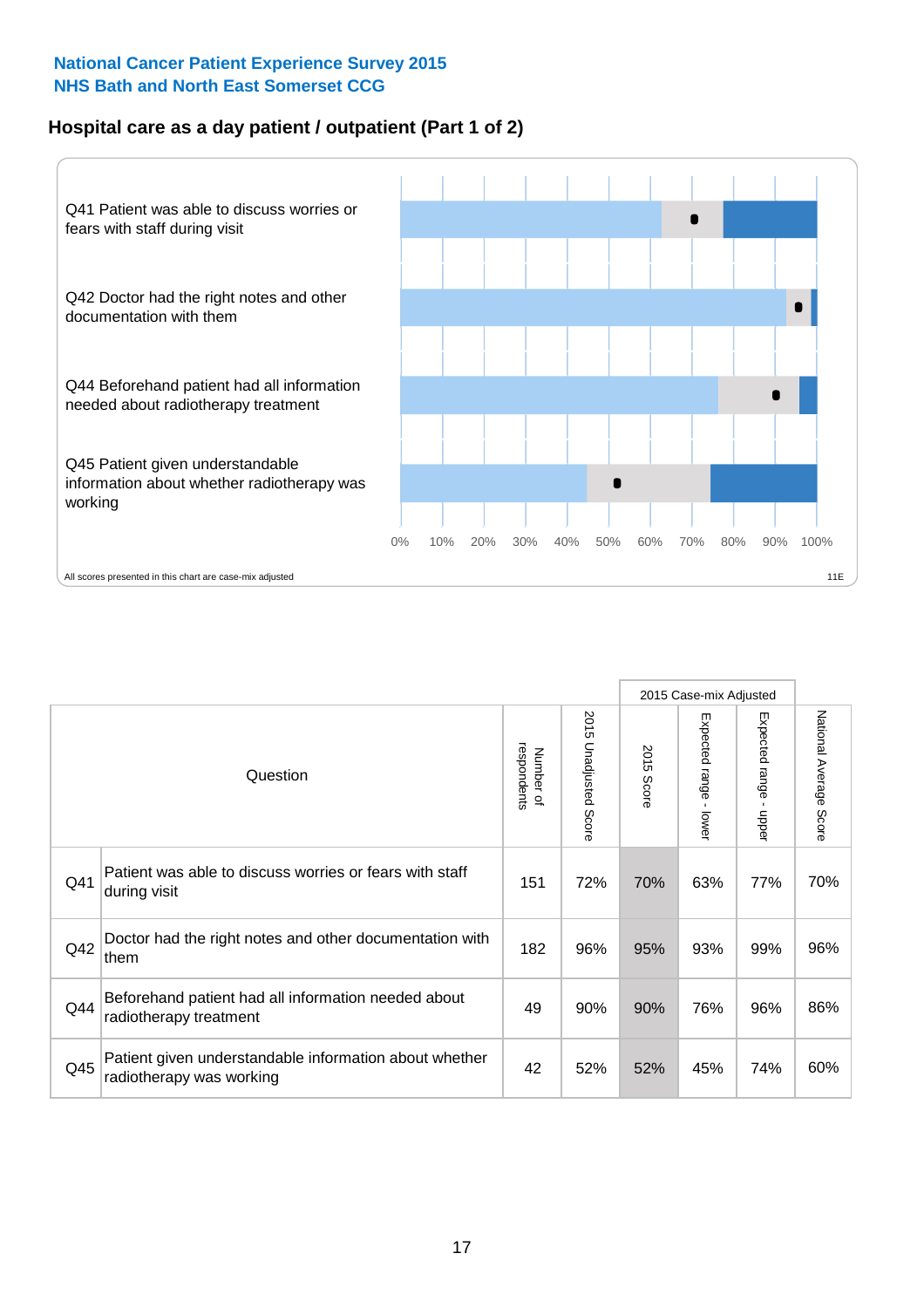**National Cancer Patient Experience Survey 2015**
**NHS Bath and North East Somerset CCG**

## Hospital care as a day patient / outpatient (Part 1 of 2)

Q41 Patient was able to discuss worries or fears with staff during visit

Q42 Doctor had the right notes and other documentation with them

Q44 Beforehand patient had all information needed about radiotherapy treatment

Q45 Patient given understandable information about whether radiotherapy was working

0% 10% 20% 30% 40% 50% 60% 70% 80% 90% 100%

All scores presented in this chart are case-mix adjusted

11E

| Question | | Number of respondents | 2015 Unadjusted Score | 2015 Case-mix Adjusted: 2015 Score | 2015 Case-mix Adjusted: Expected range - lower | 2015 Case-mix Adjusted: Expected range - upper | National Average Score |
|---|---|---|---|---|---|---|---|
| Q41 | Patient was able to discuss worries or fears with staff during visit | 151 | 72% | 70% | 63% | 77% | 70% |
| Q42 | Doctor had the right notes and other documentation with them | 182 | 96% | 95% | 93% | 99% | 96% |
| Q44 | Beforehand patient had all information needed about radiotherapy treatment | 49 | 90% | 90% | 76% | 96% | 86% |
| Q45 | Patient given understandable information about whether radiotherapy was working | 42 | 52% | 52% | 45% | 74% | 60% |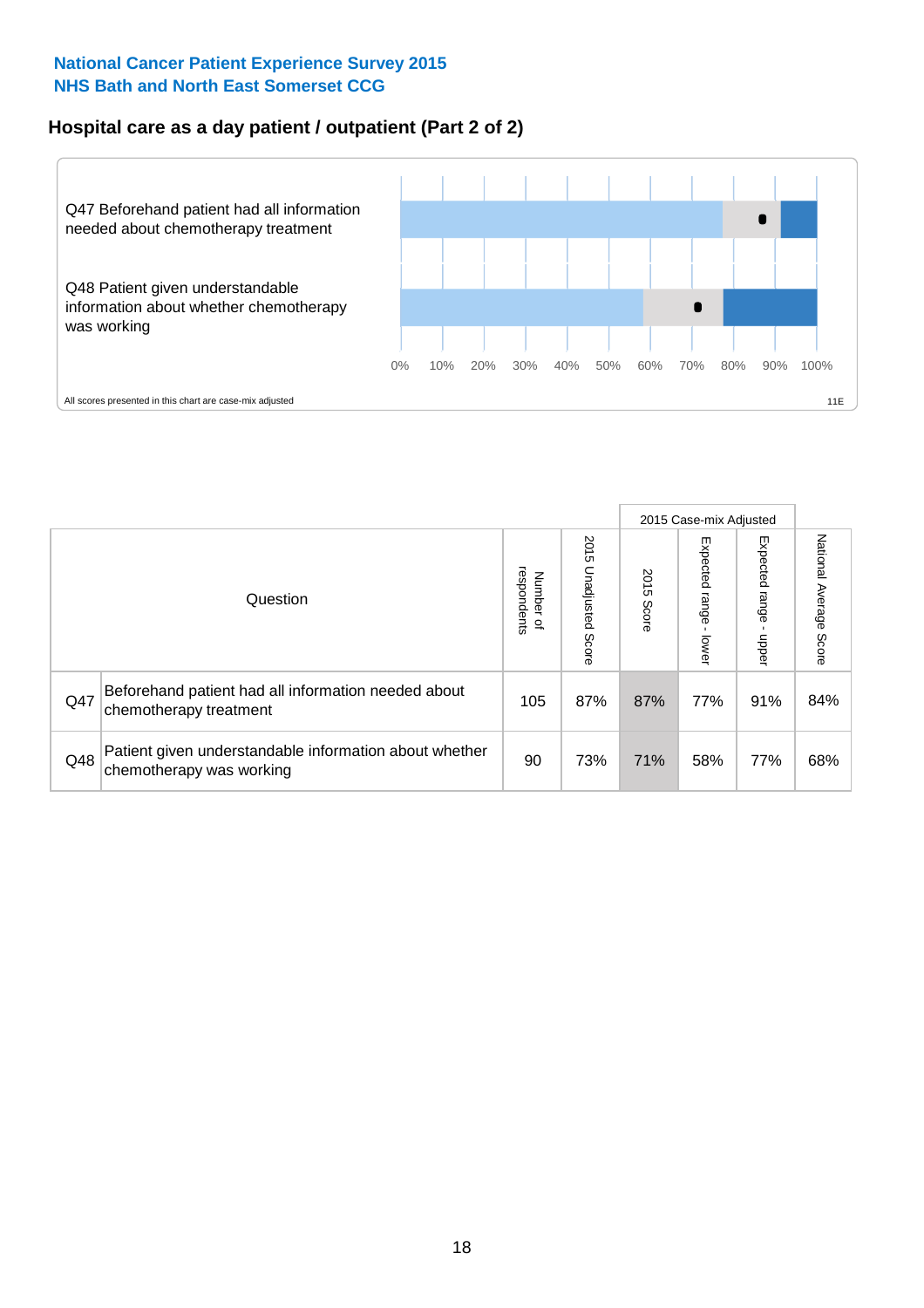**National Cancer Patient Experience Survey 2015**
**NHS Bath and North East Somerset CCG**

## Hospital care as a day patient / outpatient (Part 2 of 2)

Q47 Beforehand patient had all information needed about chemotherapy treatment

Q48 Patient given understandable information about whether chemotherapy was working

0% 10% 20% 30% 40% 50% 60% 70% 80% 90% 100%

All scores presented in this chart are case-mix adjusted

11E

| | Question | Number of respondents | 2015 Unadjusted Score | 2015 Case-mix Adjusted: 2015 Score | 2015 Case-mix Adjusted: Expected range - lower | 2015 Case-mix Adjusted: Expected range - upper | National Average Score |
|---|---|---|---|---|---|---|---|
| Q47 | Beforehand patient had all information needed about chemotherapy treatment | 105 | 87% | 87% | 77% | 91% | 84% |
| Q48 | Patient given understandable information about whether chemotherapy was working | 90 | 73% | 71% | 58% | 77% | 68% |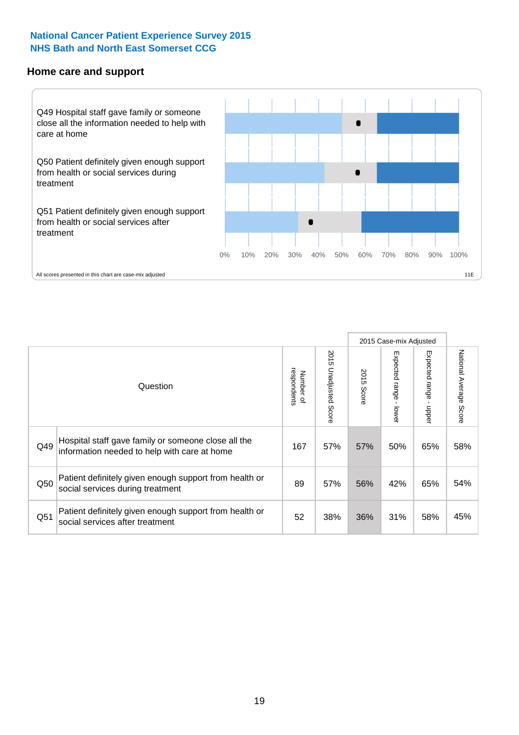National Cancer Patient Experience Survey 2015
NHS Bath and North East Somerset CCG

## Home care and support

Q49 Hospital staff gave family or someone close all the information needed to help with care at home

Q50 Patient definitely given enough support from health or social services during treatment

Q51 Patient definitely given enough support from health or social services after treatment

0% 10% 20% 30% 40% 50% 60% 70% 80% 90% 100%

All scores presented in this chart are case-mix adjusted

11E

| | Question | Number of respondents | 2015 Unadjusted Score | 2015 Case-mix Adjusted | | | National Average Score |
|---|---|---|---|---|---|---|---|
| | | | | 2015 Score | Expected range - lower | Expected range - upper | |
| Q49 | Hospital staff gave family or someone close all the information needed to help with care at home | 167 | 57% | 57% | 50% | 65% | 58% |
| Q50 | Patient definitely given enough support from health or social services during treatment | 89 | 57% | 56% | 42% | 65% | 54% |
| Q51 | Patient definitely given enough support from health or social services after treatment | 52 | 38% | 36% | 31% | 58% | 45% |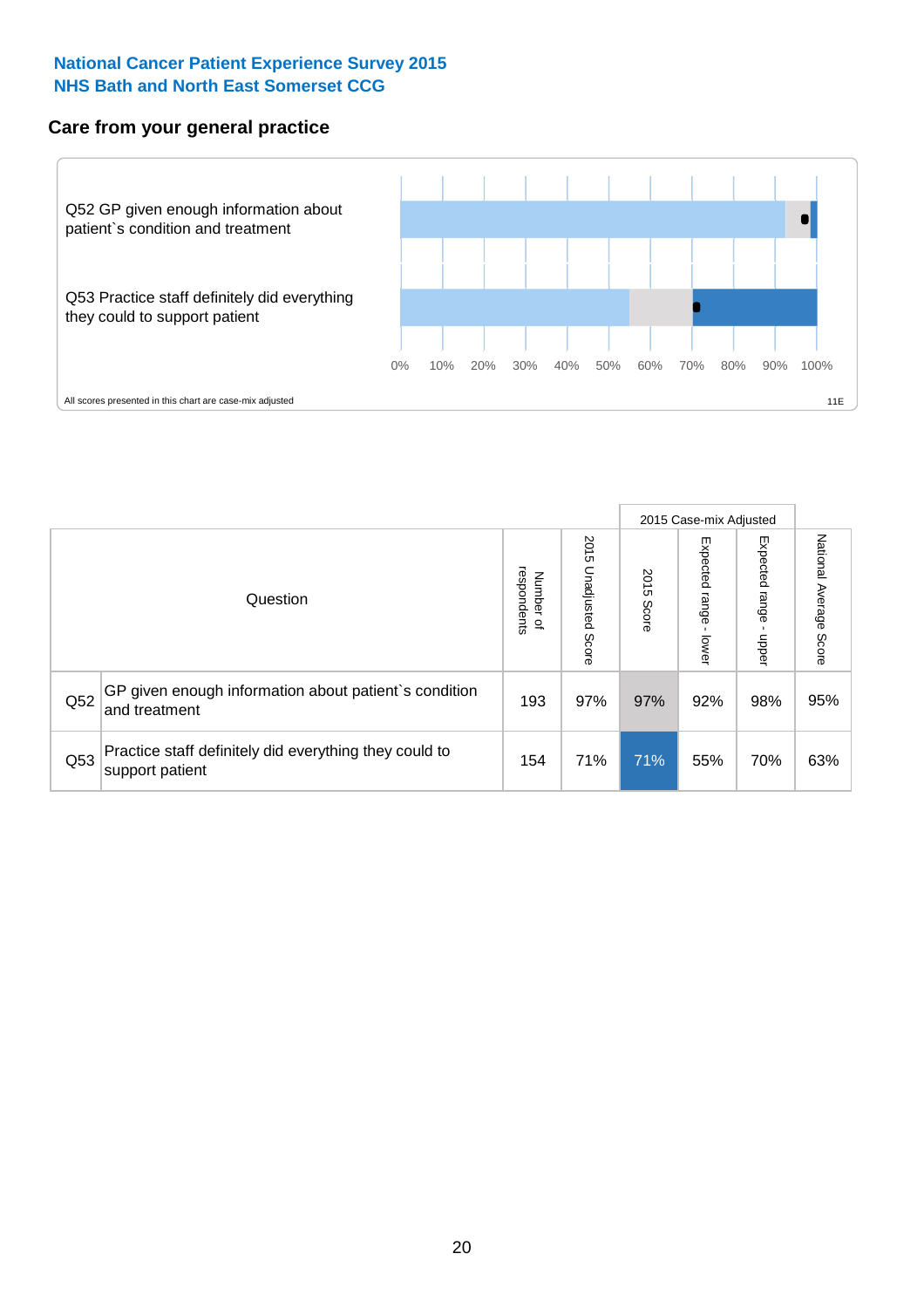National Cancer Patient Experience Survey 2015
NHS Bath and North East Somerset CCG

## Care from your general practice

Q52 GP given enough information about patient`s condition and treatment

Q53 Practice staff definitely did everything they could to support patient

0% 10% 20% 30% 40% 50% 60% 70% 80% 90% 100%

All scores presented in this chart are case-mix adjusted

11E

| Question | | Number of respondents | 2015 Unadjusted Score | 2015 Case-mix Adjusted: 2015 Score | 2015 Case-mix Adjusted: Expected range - lower | 2015 Case-mix Adjusted: Expected range - upper | National Average Score |
|---|---|---|---|---|---|---|---|
| Q52 | GP given enough information about patient`s condition and treatment | 193 | 97% | 97% | 92% | 98% | 95% |
| Q53 | Practice staff definitely did everything they could to support patient | 154 | 71% | 71% | 55% | 70% | 63% |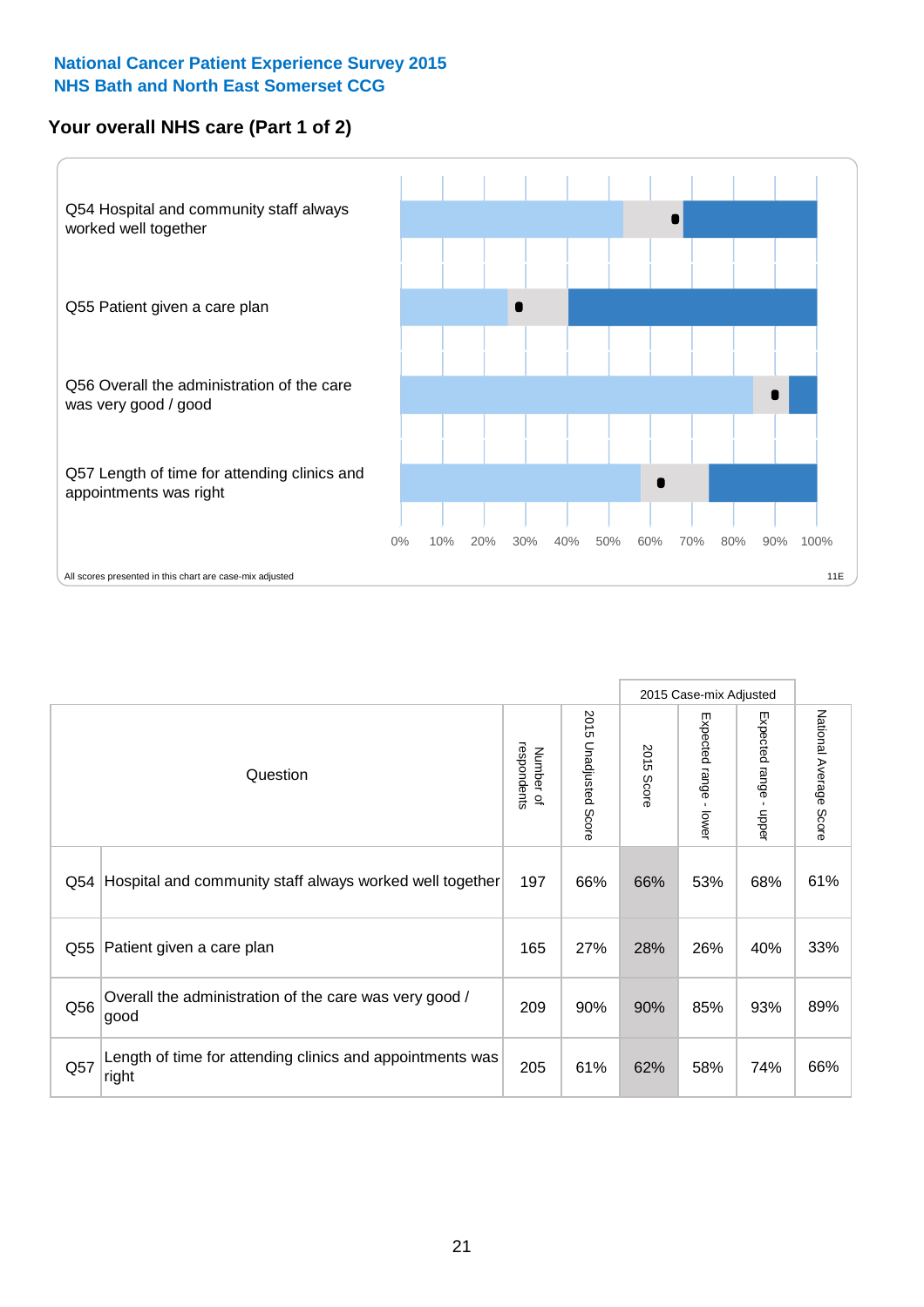National Cancer Patient Experience Survey 2015
NHS Bath and North East Somerset CCG

## Your overall NHS care (Part 1 of 2)

Q54 Hospital and community staff always worked well together

Q55 Patient given a care plan

Q56 Overall the administration of the care was very good / good

Q57 Length of time for attending clinics and appointments was right

0% 10% 20% 30% 40% 50% 60% 70% 80% 90% 100%

All scores presented in this chart are case-mix adjusted

11E

| | Question | Number of respondents | 2015 Unadjusted Score | 2015 Case-mix Adjusted | | | National Average Score |
|---|---|---|---|---|---|---|---|
| | | | | 2015 Score | Expected range - lower | Expected range - upper | |
| Q54 | Hospital and community staff always worked well together | 197 | 66% | 66% | 53% | 68% | 61% |
| Q55 | Patient given a care plan | 165 | 27% | 28% | 26% | 40% | 33% |
| Q56 | Overall the administration of the care was very good / good | 209 | 90% | 90% | 85% | 93% | 89% |
| Q57 | Length of time for attending clinics and appointments was right | 205 | 61% | 62% | 58% | 74% | 66% |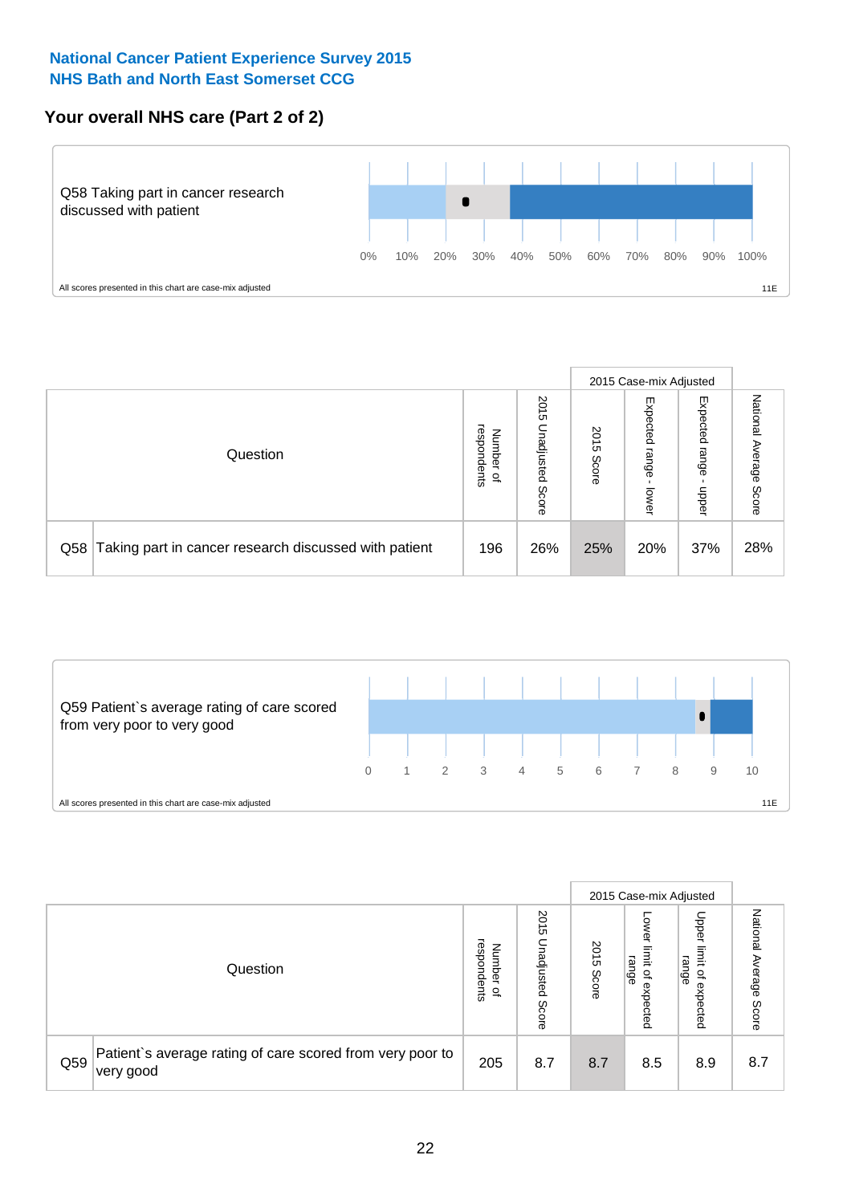**National Cancer Patient Experience Survey 2015**
**NHS Bath and North East Somerset CCG**

## Your overall NHS care (Part 2 of 2)

Q58 Taking part in cancer research discussed with patient

0% 10% 20% 30% 40% 50% 60% 70% 80% 90% 100%

All scores presented in this chart are case-mix adjusted

11E

| Question | | Number of respondents | 2015 Unadjusted Score | 2015 Case-mix Adjusted | | | National Average Score |
|---|---|---|---|---|---|---|---|
| | | | | 2015 Score | Expected range - lower | Expected range - upper | |
| Q58 | Taking part in cancer research discussed with patient | 196 | 26% | 25% | 20% | 37% | 28% |

Q59 Patient`s average rating of care scored from very poor to very good

0 1 2 3 4 5 6 7 8 9 10

All scores presented in this chart are case-mix adjusted

11E

| Question | | Number of respondents | 2015 Unadjusted Score | 2015 Case-mix Adjusted | | | National Average Score |
|---|---|---|---|---|---|---|---|
| | | | | 2015 Score | Lower limit of expected range | Upper limit of expected range | |
| Q59 | Patient`s average rating of care scored from very poor to very good | 205 | 8.7 | 8.7 | 8.5 | 8.9 | 8.7 |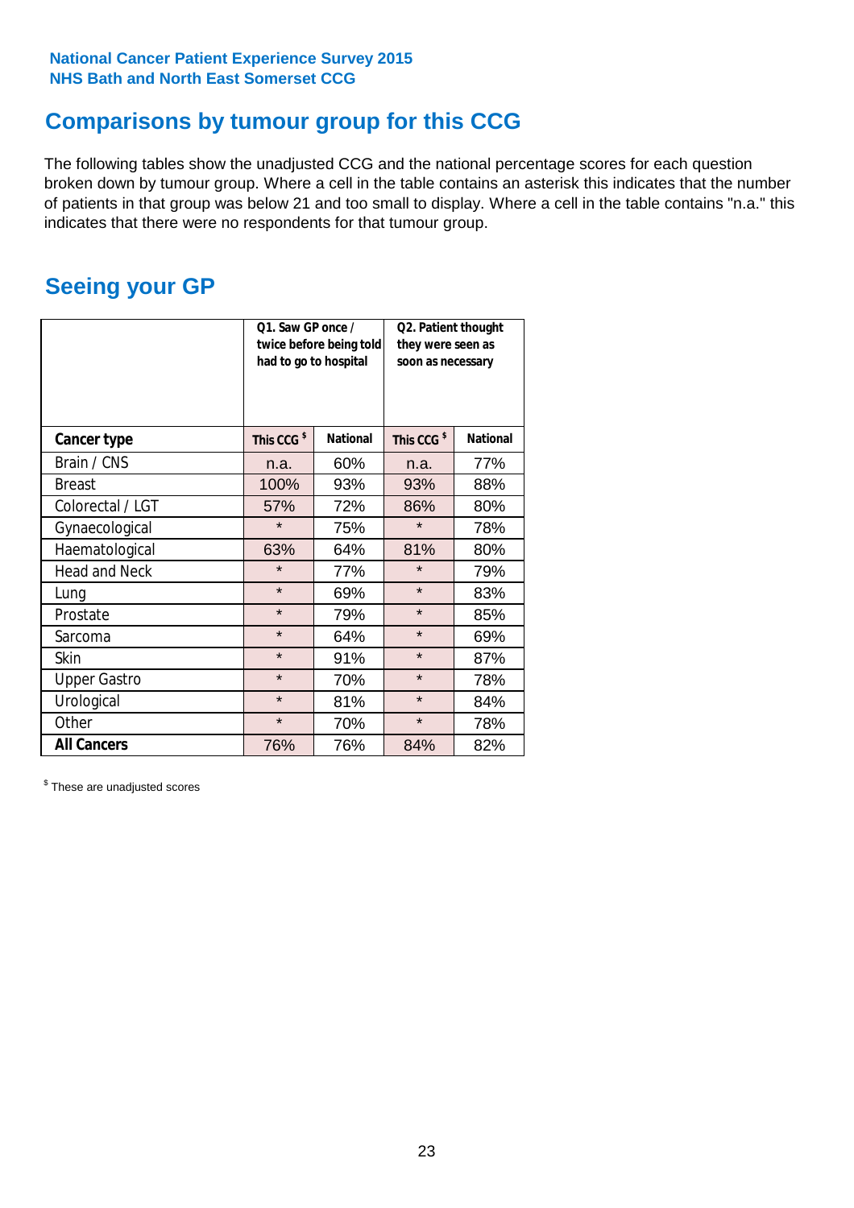National Cancer Patient Experience Survey 2015
NHS Bath and North East Somerset CCG

## Comparisons by tumour group for this CCG

The following tables show the unadjusted CCG and the national percentage scores for each question broken down by tumour group. Where a cell in the table contains an asterisk this indicates that the number of patients in that group was below 21 and too small to display. Where a cell in the table contains "n.a." this indicates that there were no respondents for that tumour group.

## Seeing your GP

| | Q1. Saw GP once / twice before being told had to go to hospital | | Q2. Patient thought they were seen as soon as necessary | |
|---|---|---|---|---|
| **Cancer type** | **This CCG $** | **National** | **This CCG $** | **National** |
| Brain / CNS | n.a. | 60% | n.a. | 77% |
| Breast | 100% | 93% | 93% | 88% |
| Colorectal / LGT | 57% | 72% | 86% | 80% |
| Gynaecological | * | 75% | * | 78% |
| Haematological | 63% | 64% | 81% | 80% |
| Head and Neck | * | 77% | * | 79% |
| Lung | * | 69% | * | 83% |
| Prostate | * | 79% | * | 85% |
| Sarcoma | * | 64% | * | 69% |
| Skin | * | 91% | * | 87% |
| Upper Gastro | * | 70% | * | 78% |
| Urological | * | 81% | * | 84% |
| Other | * | 70% | * | 78% |
| **All Cancers** | 76% | 76% | 84% | 82% |

$ These are unadjusted scores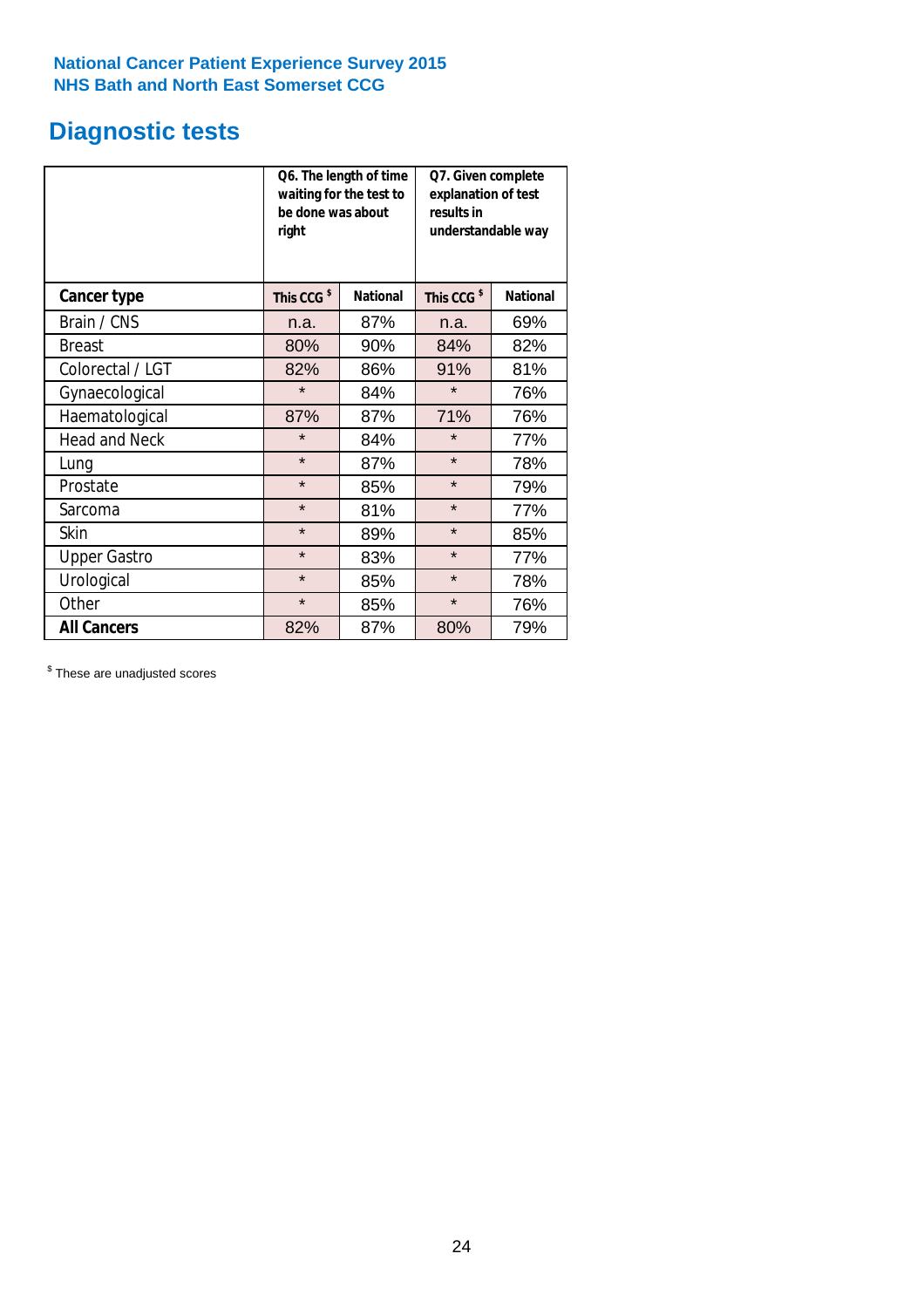National Cancer Patient Experience Survey 2015
NHS Bath and North East Somerset CCG

# Diagnostic tests

| | Q6. The length of time waiting for the test to be done was about right | | Q7. Given complete explanation of test results in understandable way | |
|---|---|---|---|---|
| **Cancer type** | **This CCG $** | **National** | **This CCG $** | **National** |
| Brain / CNS | n.a. | 87% | n.a. | 69% |
| Breast | 80% | 90% | 84% | 82% |
| Colorectal / LGT | 82% | 86% | 91% | 81% |
| Gynaecological | * | 84% | * | 76% |
| Haematological | 87% | 87% | 71% | 76% |
| Head and Neck | * | 84% | * | 77% |
| Lung | * | 87% | * | 78% |
| Prostate | * | 85% | * | 79% |
| Sarcoma | * | 81% | * | 77% |
| Skin | * | 89% | * | 85% |
| Upper Gastro | * | 83% | * | 77% |
| Urological | * | 85% | * | 78% |
| Other | * | 85% | * | 76% |
| **All Cancers** | 82% | 87% | 80% | 79% |

$ These are unadjusted scores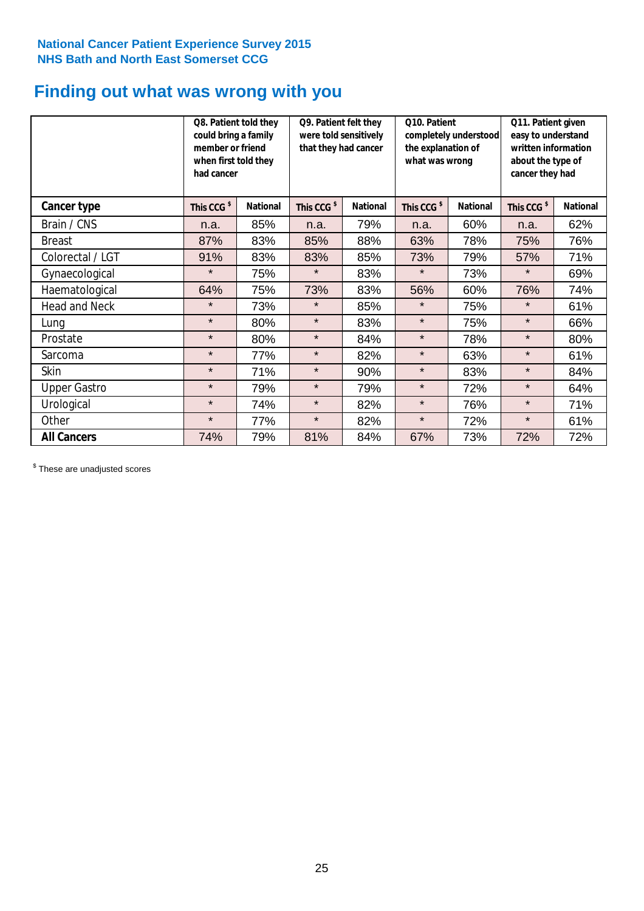National Cancer Patient Experience Survey 2015
NHS Bath and North East Somerset CCG

# Finding out what was wrong with you

| | Q8. Patient told they could bring a family member or friend when first told they had cancer | | Q9. Patient felt they were told sensitively that they had cancer | | Q10. Patient completely understood the explanation of what was wrong | | Q11. Patient given easy to understand written information about the type of cancer they had | |
|---|---|---|---|---|---|---|---|---|
| **Cancer type** | This CCG $ | National | This CCG $ | National | This CCG $ | National | This CCG $ | National |
| Brain / CNS | n.a. | 85% | n.a. | 79% | n.a. | 60% | n.a. | 62% |
| Breast | 87% | 83% | 85% | 88% | 63% | 78% | 75% | 76% |
| Colorectal / LGT | 91% | 83% | 83% | 85% | 73% | 79% | 57% | 71% |
| Gynaecological | * | 75% | * | 83% | * | 73% | * | 69% |
| Haematological | 64% | 75% | 73% | 83% | 56% | 60% | 76% | 74% |
| Head and Neck | * | 73% | * | 85% | * | 75% | * | 61% |
| Lung | * | 80% | * | 83% | * | 75% | * | 66% |
| Prostate | * | 80% | * | 84% | * | 78% | * | 80% |
| Sarcoma | * | 77% | * | 82% | * | 63% | * | 61% |
| Skin | * | 71% | * | 90% | * | 83% | * | 84% |
| Upper Gastro | * | 79% | * | 79% | * | 72% | * | 64% |
| Urological | * | 74% | * | 82% | * | 76% | * | 71% |
| Other | * | 77% | * | 82% | * | 72% | * | 61% |
| **All Cancers** | 74% | 79% | 81% | 84% | 67% | 73% | 72% | 72% |

$ These are unadjusted scores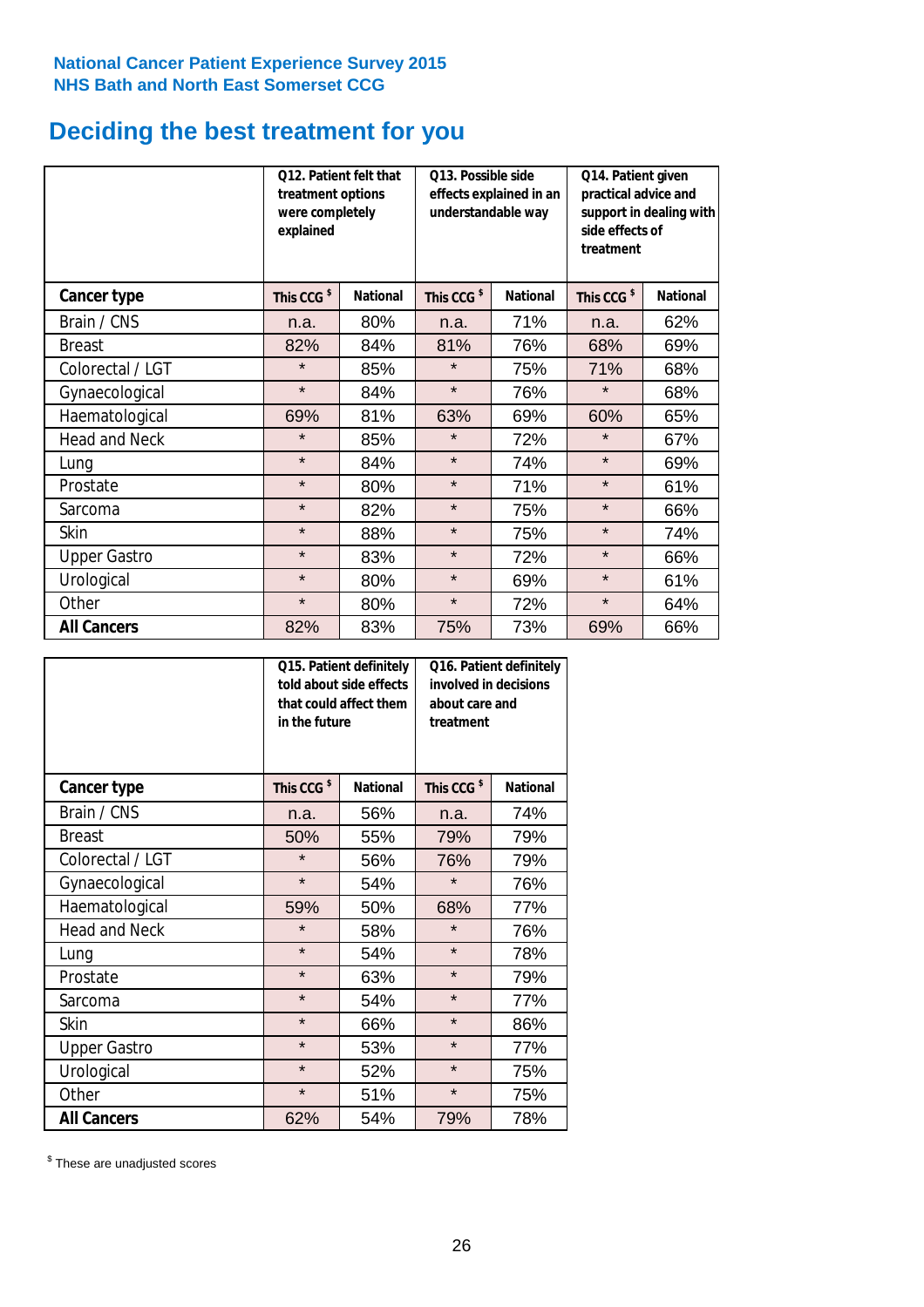National Cancer Patient Experience Survey 2015
NHS Bath and North East Somerset CCG

# Deciding the best treatment for you

| | Q12. Patient felt that treatment options were completely explained | | Q13. Possible side effects explained in an understandable way | | Q14. Patient given practical advice and support in dealing with side effects of treatment | |
|---|---|---|---|---|---|---|
| **Cancer type** | This CCG $ | National | This CCG $ | National | This CCG $ | National |
| Brain / CNS | n.a. | 80% | n.a. | 71% | n.a. | 62% |
| Breast | 82% | 84% | 81% | 76% | 68% | 69% |
| Colorectal / LGT | * | 85% | * | 75% | 71% | 68% |
| Gynaecological | * | 84% | * | 76% | * | 68% |
| Haematological | 69% | 81% | 63% | 69% | 60% | 65% |
| Head and Neck | * | 85% | * | 72% | * | 67% |
| Lung | * | 84% | * | 74% | * | 69% |
| Prostate | * | 80% | * | 71% | * | 61% |
| Sarcoma | * | 82% | * | 75% | * | 66% |
| Skin | * | 88% | * | 75% | * | 74% |
| Upper Gastro | * | 83% | * | 72% | * | 66% |
| Urological | * | 80% | * | 69% | * | 61% |
| Other | * | 80% | * | 72% | * | 64% |
| **All Cancers** | 82% | 83% | 75% | 73% | 69% | 66% |

| | Q15. Patient definitely told about side effects that could affect them in the future | | Q16. Patient definitely involved in decisions about care and treatment | |
|---|---|---|---|---|
| **Cancer type** | This CCG $ | National | This CCG $ | National |
| Brain / CNS | n.a. | 56% | n.a. | 74% |
| Breast | 50% | 55% | 79% | 79% |
| Colorectal / LGT | * | 56% | 76% | 79% |
| Gynaecological | * | 54% | * | 76% |
| Haematological | 59% | 50% | 68% | 77% |
| Head and Neck | * | 58% | * | 76% |
| Lung | * | 54% | * | 78% |
| Prostate | * | 63% | * | 79% |
| Sarcoma | * | 54% | * | 77% |
| Skin | * | 66% | * | 86% |
| Upper Gastro | * | 53% | * | 77% |
| Urological | * | 52% | * | 75% |
| Other | * | 51% | * | 75% |
| **All Cancers** | 62% | 54% | 79% | 78% |

$ These are unadjusted scores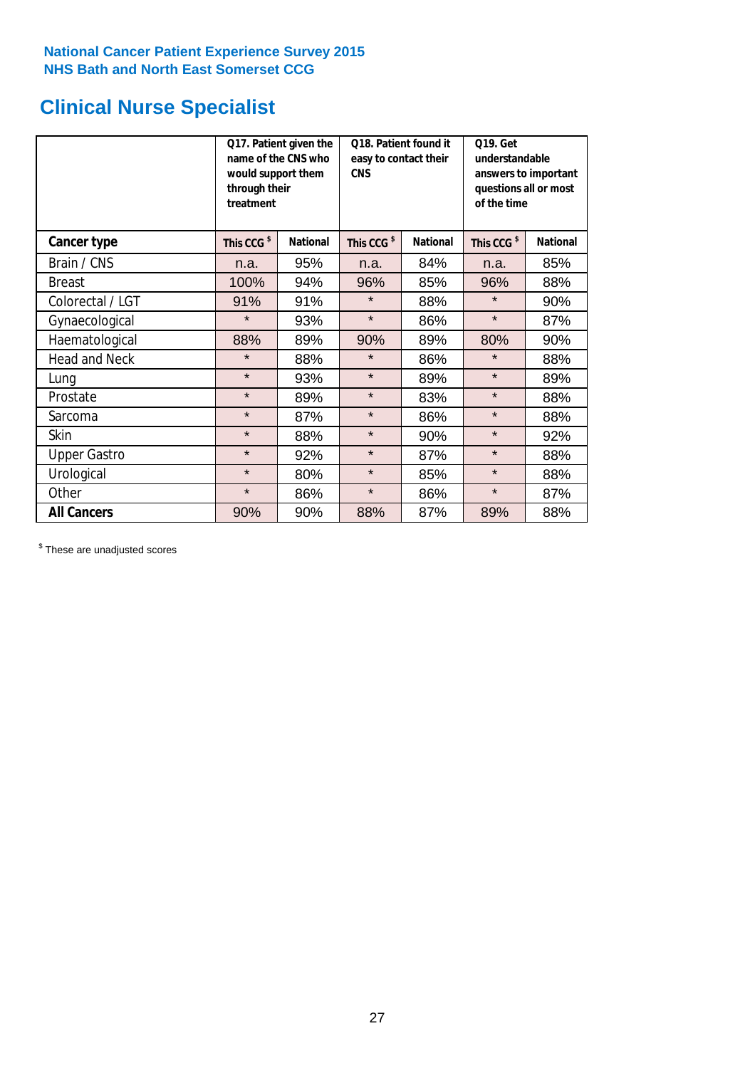National Cancer Patient Experience Survey 2015
NHS Bath and North East Somerset CCG

# Clinical Nurse Specialist

| | Q17. Patient given the name of the CNS who would support them through their treatment | | Q18. Patient found it easy to contact their CNS | | Q19. Get understandable answers to important questions all or most of the time | |
|---|---|---|---|---|---|---|
| **Cancer type** | **This CCG $** | **National** | **This CCG $** | **National** | **This CCG $** | **National** |
| Brain / CNS | n.a. | 95% | n.a. | 84% | n.a. | 85% |
| Breast | 100% | 94% | 96% | 85% | 96% | 88% |
| Colorectal / LGT | 91% | 91% | * | 88% | * | 90% |
| Gynaecological | * | 93% | * | 86% | * | 87% |
| Haematological | 88% | 89% | 90% | 89% | 80% | 90% |
| Head and Neck | * | 88% | * | 86% | * | 88% |
| Lung | * | 93% | * | 89% | * | 89% |
| Prostate | * | 89% | * | 83% | * | 88% |
| Sarcoma | * | 87% | * | 86% | * | 88% |
| Skin | * | 88% | * | 90% | * | 92% |
| Upper Gastro | * | 92% | * | 87% | * | 88% |
| Urological | * | 80% | * | 85% | * | 88% |
| Other | * | 86% | * | 86% | * | 87% |
| **All Cancers** | 90% | 90% | 88% | 87% | 89% | 88% |

$ These are unadjusted scores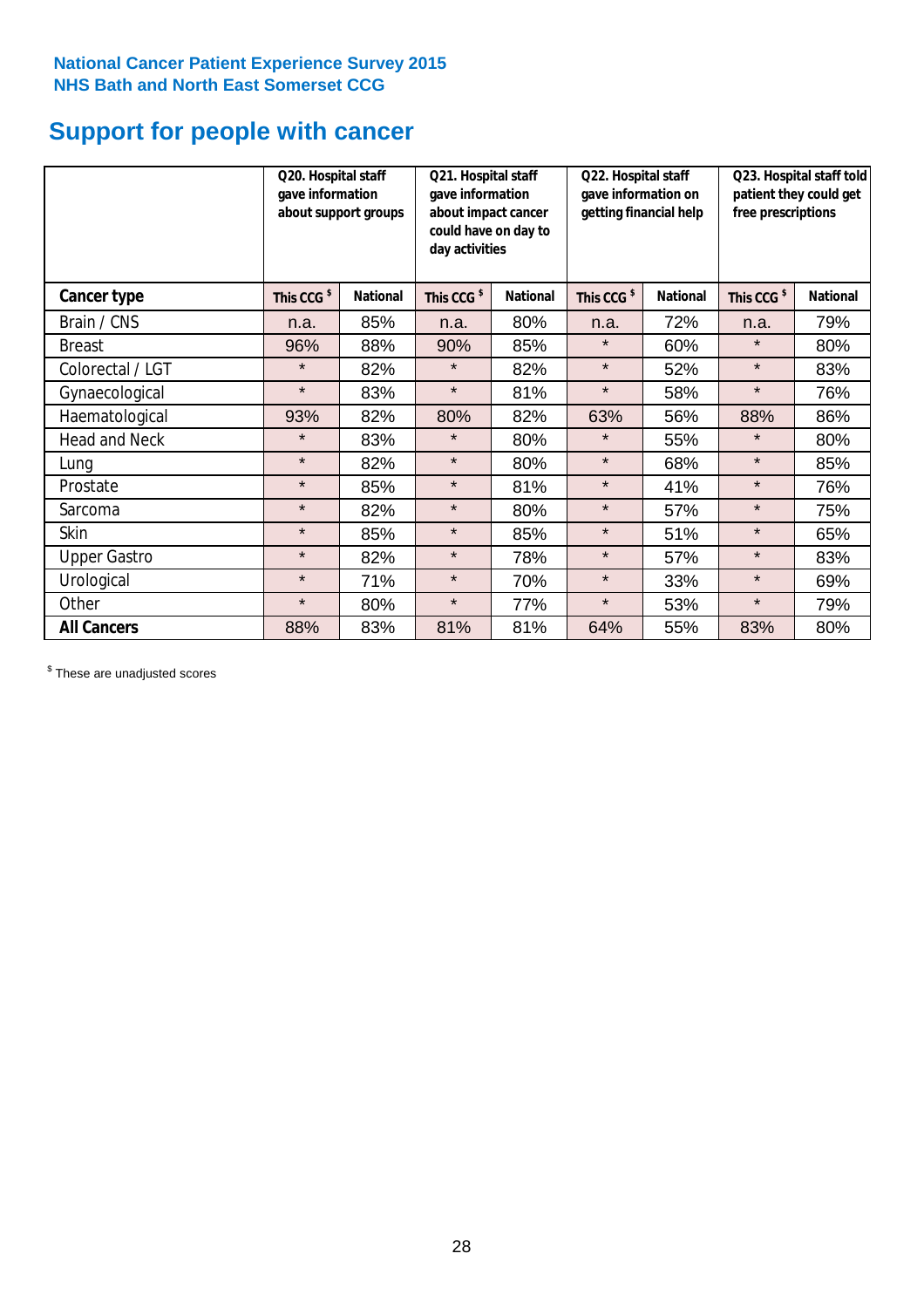National Cancer Patient Experience Survey 2015
NHS Bath and North East Somerset CCG

# Support for people with cancer

| | Q20. Hospital staff gave information about support groups | | Q21. Hospital staff gave information about impact cancer could have on day to day activities | | Q22. Hospital staff gave information on getting financial help | | Q23. Hospital staff told patient they could get free prescriptions | |
|---|---|---|---|---|---|---|---|---|
| **Cancer type** | This CCG $ | National | This CCG $ | National | This CCG $ | National | This CCG $ | National |
| Brain / CNS | n.a. | 85% | n.a. | 80% | n.a. | 72% | n.a. | 79% |
| Breast | 96% | 88% | 90% | 85% | * | 60% | * | 80% |
| Colorectal / LGT | * | 82% | * | 82% | * | 52% | * | 83% |
| Gynaecological | * | 83% | * | 81% | * | 58% | * | 76% |
| Haematological | 93% | 82% | 80% | 82% | 63% | 56% | 88% | 86% |
| Head and Neck | * | 83% | * | 80% | * | 55% | * | 80% |
| Lung | * | 82% | * | 80% | * | 68% | * | 85% |
| Prostate | * | 85% | * | 81% | * | 41% | * | 76% |
| Sarcoma | * | 82% | * | 80% | * | 57% | * | 75% |
| Skin | * | 85% | * | 85% | * | 51% | * | 65% |
| Upper Gastro | * | 82% | * | 78% | * | 57% | * | 83% |
| Urological | * | 71% | * | 70% | * | 33% | * | 69% |
| Other | * | 80% | * | 77% | * | 53% | * | 79% |
| **All Cancers** | 88% | 83% | 81% | 81% | 64% | 55% | 83% | 80% |

$ These are unadjusted scores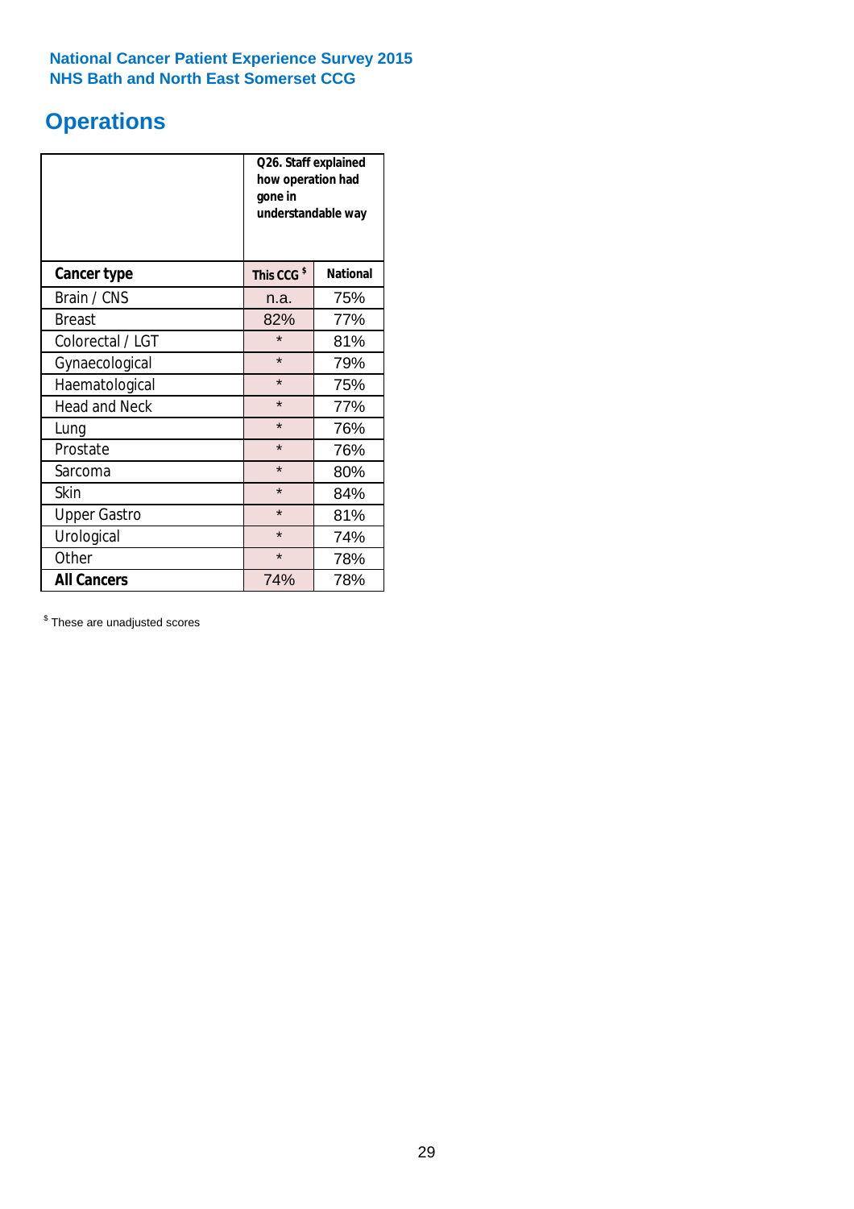National Cancer Patient Experience Survey 2015
NHS Bath and North East Somerset CCG

# Operations

| | Q26. Staff explained how operation had gone in understandable way | |
|---|---|---|
| **Cancer type** | **This CCG $** | **National** |
| Brain / CNS | n.a. | 75% |
| Breast | 82% | 77% |
| Colorectal / LGT | * | 81% |
| Gynaecological | * | 79% |
| Haematological | * | 75% |
| Head and Neck | * | 77% |
| Lung | * | 76% |
| Prostate | * | 76% |
| Sarcoma | * | 80% |
| Skin | * | 84% |
| Upper Gastro | * | 81% |
| Urological | * | 74% |
| Other | * | 78% |
| **All Cancers** | 74% | 78% |

$ These are unadjusted scores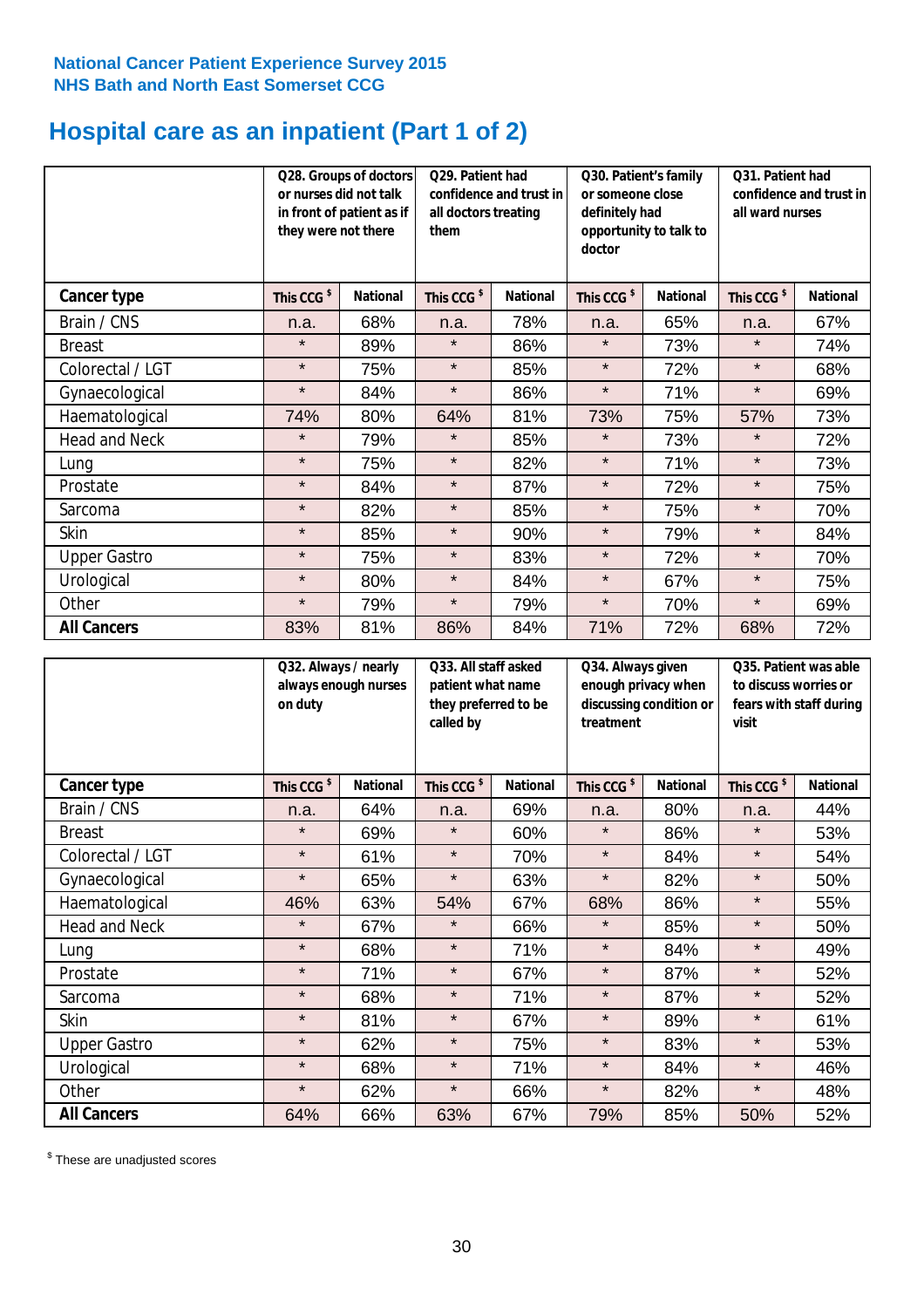### National Cancer Patient Experience Survey 2015
### NHS Bath and North East Somerset CCG

# Hospital care as an inpatient (Part 1 of 2)

| | Q28. Groups of doctors or nurses did not talk in front of patient as if they were not there | | Q29. Patient had confidence and trust in all doctors treating them | | Q30. Patient's family or someone close definitely had opportunity to talk to doctor | | Q31. Patient had confidence and trust in all ward nurses | |
|---|---|---|---|---|---|---|---|---|
| **Cancer type** | **This CCG $** | **National** | **This CCG $** | **National** | **This CCG $** | **National** | **This CCG $** | **National** |
| Brain / CNS | n.a. | 68% | n.a. | 78% | n.a. | 65% | n.a. | 67% |
| Breast | * | 89% | * | 86% | * | 73% | * | 74% |
| Colorectal / LGT | * | 75% | * | 85% | * | 72% | * | 68% |
| Gynaecological | * | 84% | * | 86% | * | 71% | * | 69% |
| Haematological | 74% | 80% | 64% | 81% | 73% | 75% | 57% | 73% |
| Head and Neck | * | 79% | * | 85% | * | 73% | * | 72% |
| Lung | * | 75% | * | 82% | * | 71% | * | 73% |
| Prostate | * | 84% | * | 87% | * | 72% | * | 75% |
| Sarcoma | * | 82% | * | 85% | * | 75% | * | 70% |
| Skin | * | 85% | * | 90% | * | 79% | * | 84% |
| Upper Gastro | * | 75% | * | 83% | * | 72% | * | 70% |
| Urological | * | 80% | * | 84% | * | 67% | * | 75% |
| Other | * | 79% | * | 79% | * | 70% | * | 69% |
| **All Cancers** | 83% | 81% | 86% | 84% | 71% | 72% | 68% | 72% |

| | Q32. Always / nearly always enough nurses on duty | | Q33. All staff asked patient what name they preferred to be called by | | Q34. Always given enough privacy when discussing condition or treatment | | Q35. Patient was able to discuss worries or fears with staff during visit | |
|---|---|---|---|---|---|---|---|---|
| **Cancer type** | **This CCG $** | **National** | **This CCG $** | **National** | **This CCG $** | **National** | **This CCG $** | **National** |
| Brain / CNS | n.a. | 64% | n.a. | 69% | n.a. | 80% | n.a. | 44% |
| Breast | * | 69% | * | 60% | * | 86% | * | 53% |
| Colorectal / LGT | * | 61% | * | 70% | * | 84% | * | 54% |
| Gynaecological | * | 65% | * | 63% | * | 82% | * | 50% |
| Haematological | 46% | 63% | 54% | 67% | 68% | 86% | * | 55% |
| Head and Neck | * | 67% | * | 66% | * | 85% | * | 50% |
| Lung | * | 68% | * | 71% | * | 84% | * | 49% |
| Prostate | * | 71% | * | 67% | * | 87% | * | 52% |
| Sarcoma | * | 68% | * | 71% | * | 87% | * | 52% |
| Skin | * | 81% | * | 67% | * | 89% | * | 61% |
| Upper Gastro | * | 62% | * | 75% | * | 83% | * | 53% |
| Urological | * | 68% | * | 71% | * | 84% | * | 46% |
| Other | * | 62% | * | 66% | * | 82% | * | 48% |
| **All Cancers** | 64% | 66% | 63% | 67% | 79% | 85% | 50% | 52% |

$ These are unadjusted scores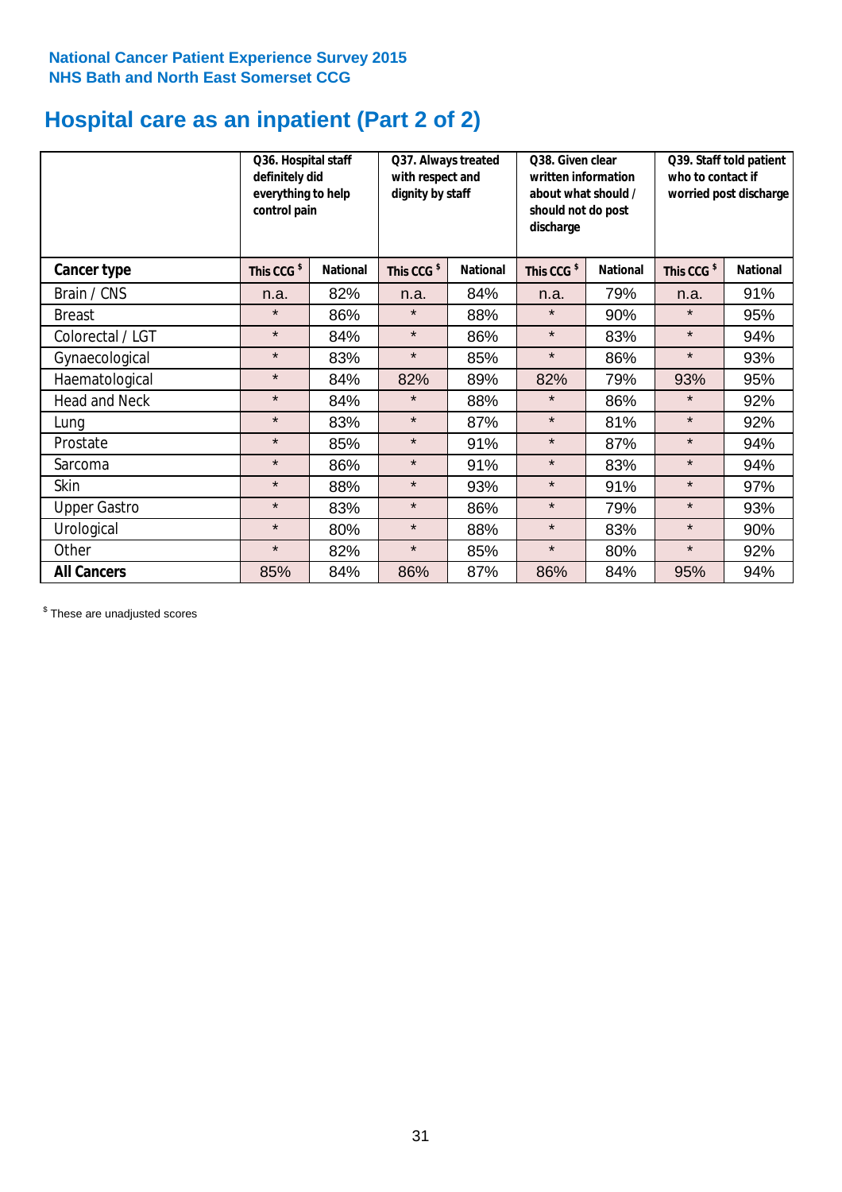**National Cancer Patient Experience Survey 2015**
**NHS Bath and North East Somerset CCG**

# Hospital care as an inpatient (Part 2 of 2)

| | Q36. Hospital staff definitely did everything to help control pain | | Q37. Always treated with respect and dignity by staff | | Q38. Given clear written information about what should / should not do post discharge | | Q39. Staff told patient who to contact if worried post discharge | |
|---|---|---|---|---|---|---|---|---|
| **Cancer type** | **This CCG $** | **National** | **This CCG $** | **National** | **This CCG $** | **National** | **This CCG $** | **National** |
| Brain / CNS | n.a. | 82% | n.a. | 84% | n.a. | 79% | n.a. | 91% |
| Breast | * | 86% | * | 88% | * | 90% | * | 95% |
| Colorectal / LGT | * | 84% | * | 86% | * | 83% | * | 94% |
| Gynaecological | * | 83% | * | 85% | * | 86% | * | 93% |
| Haematological | * | 84% | 82% | 89% | 82% | 79% | 93% | 95% |
| Head and Neck | * | 84% | * | 88% | * | 86% | * | 92% |
| Lung | * | 83% | * | 87% | * | 81% | * | 92% |
| Prostate | * | 85% | * | 91% | * | 87% | * | 94% |
| Sarcoma | * | 86% | * | 91% | * | 83% | * | 94% |
| Skin | * | 88% | * | 93% | * | 91% | * | 97% |
| Upper Gastro | * | 83% | * | 86% | * | 79% | * | 93% |
| Urological | * | 80% | * | 88% | * | 83% | * | 90% |
| Other | * | 82% | * | 85% | * | 80% | * | 92% |
| **All Cancers** | 85% | 84% | 86% | 87% | 86% | 84% | 95% | 94% |

$ These are unadjusted scores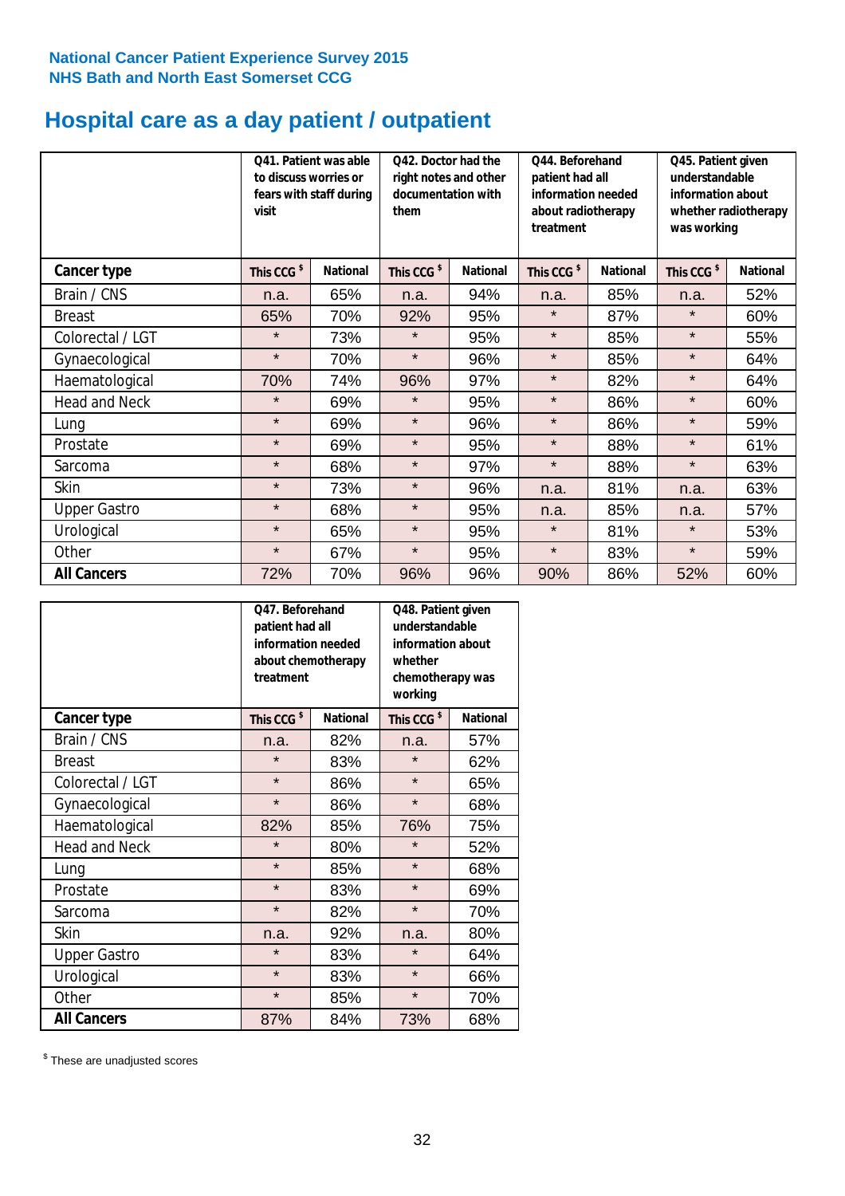National Cancer Patient Experience Survey 2015
NHS Bath and North East Somerset CCG

# Hospital care as a day patient / outpatient

| | Q41. Patient was able to discuss worries or fears with staff during visit | | Q42. Doctor had the right notes and other documentation with them | | Q44. Beforehand patient had all information needed about radiotherapy treatment | | Q45. Patient given understandable information about whether radiotherapy was working | |
|---|---|---|---|---|---|---|---|---|
| **Cancer type** | This CCG $ | National | This CCG $ | National | This CCG $ | National | This CCG $ | National |
| Brain / CNS | n.a. | 65% | n.a. | 94% | n.a. | 85% | n.a. | 52% |
| Breast | 65% | 70% | 92% | 95% | * | 87% | * | 60% |
| Colorectal / LGT | * | 73% | * | 95% | * | 85% | * | 55% |
| Gynaecological | * | 70% | * | 96% | * | 85% | * | 64% |
| Haematological | 70% | 74% | 96% | 97% | * | 82% | * | 64% |
| Head and Neck | * | 69% | * | 95% | * | 86% | * | 60% |
| Lung | * | 69% | * | 96% | * | 86% | * | 59% |
| Prostate | * | 69% | * | 95% | * | 88% | * | 61% |
| Sarcoma | * | 68% | * | 97% | * | 88% | * | 63% |
| Skin | * | 73% | * | 96% | n.a. | 81% | n.a. | 63% |
| Upper Gastro | * | 68% | * | 95% | n.a. | 85% | n.a. | 57% |
| Urological | * | 65% | * | 95% | * | 81% | * | 53% |
| Other | * | 67% | * | 95% | * | 83% | * | 59% |
| **All Cancers** | 72% | 70% | 96% | 96% | 90% | 86% | 52% | 60% |

| | Q47. Beforehand patient had all information needed about chemotherapy treatment | | Q48. Patient given understandable information about whether chemotherapy was working | |
|---|---|---|---|---|
| **Cancer type** | This CCG $ | National | This CCG $ | National |
| Brain / CNS | n.a. | 82% | n.a. | 57% |
| Breast | * | 83% | * | 62% |
| Colorectal / LGT | * | 86% | * | 65% |
| Gynaecological | * | 86% | * | 68% |
| Haematological | 82% | 85% | 76% | 75% |
| Head and Neck | * | 80% | * | 52% |
| Lung | * | 85% | * | 68% |
| Prostate | * | 83% | * | 69% |
| Sarcoma | * | 82% | * | 70% |
| Skin | n.a. | 92% | n.a. | 80% |
| Upper Gastro | * | 83% | * | 64% |
| Urological | * | 83% | * | 66% |
| Other | * | 85% | * | 70% |
| **All Cancers** | 87% | 84% | 73% | 68% |

$ These are unadjusted scores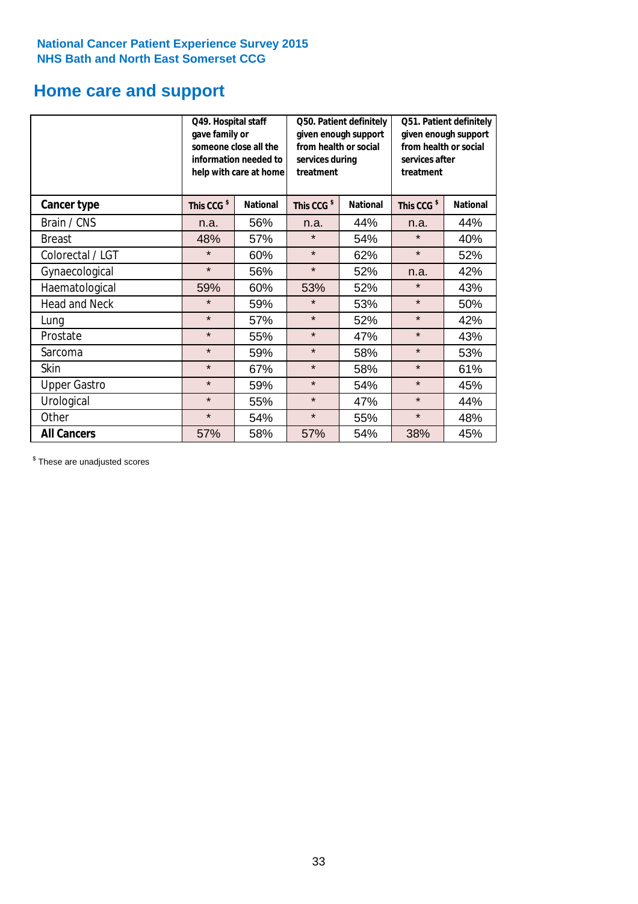**National Cancer Patient Experience Survey 2015**
**NHS Bath and North East Somerset CCG**

# Home care and support

| | Q49. Hospital staff gave family or someone close all the information needed to help with care at home | | Q50. Patient definitely given enough support from health or social services during treatment | | Q51. Patient definitely given enough support from health or social services after treatment | |
|---|---|---|---|---|---|---|
| **Cancer type** | **This CCG $** | **National** | **This CCG $** | **National** | **This CCG $** | **National** |
| Brain / CNS | n.a. | 56% | n.a. | 44% | n.a. | 44% |
| Breast | 48% | 57% | * | 54% | * | 40% |
| Colorectal / LGT | * | 60% | * | 62% | * | 52% |
| Gynaecological | * | 56% | * | 52% | n.a. | 42% |
| Haematological | 59% | 60% | 53% | 52% | * | 43% |
| Head and Neck | * | 59% | * | 53% | * | 50% |
| Lung | * | 57% | * | 52% | * | 42% |
| Prostate | * | 55% | * | 47% | * | 43% |
| Sarcoma | * | 59% | * | 58% | * | 53% |
| Skin | * | 67% | * | 58% | * | 61% |
| Upper Gastro | * | 59% | * | 54% | * | 45% |
| Urological | * | 55% | * | 47% | * | 44% |
| Other | * | 54% | * | 55% | * | 48% |
| **All Cancers** | 57% | 58% | 57% | 54% | 38% | 45% |

$ These are unadjusted scores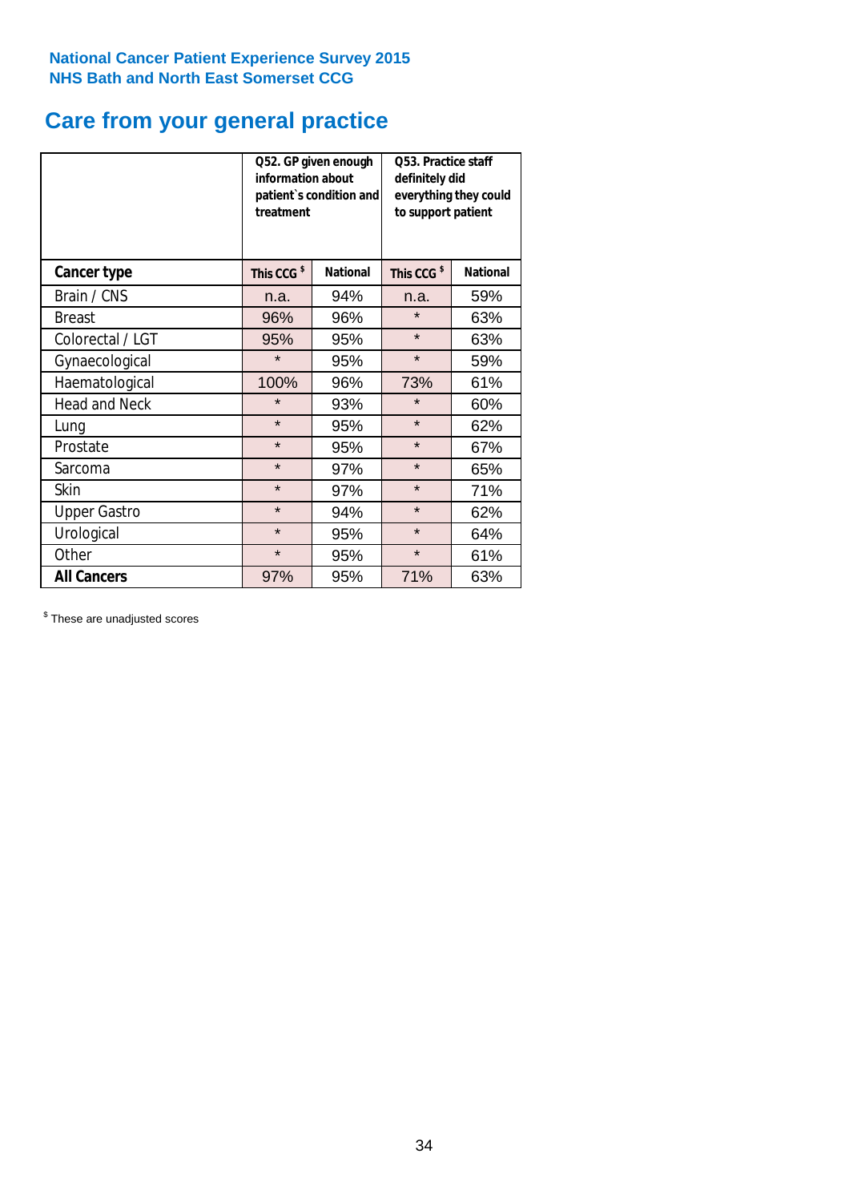**National Cancer Patient Experience Survey 2015**
**NHS Bath and North East Somerset CCG**

# Care from your general practice

| | Q52. GP given enough information about patient`s condition and treatment | | Q53. Practice staff definitely did everything they could to support patient | |
|---|---|---|---|---|
| **Cancer type** | **This CCG $** | **National** | **This CCG $** | **National** |
| Brain / CNS | n.a. | 94% | n.a. | 59% |
| Breast | 96% | 96% | * | 63% |
| Colorectal / LGT | 95% | 95% | * | 63% |
| Gynaecological | * | 95% | * | 59% |
| Haematological | 100% | 96% | 73% | 61% |
| Head and Neck | * | 93% | * | 60% |
| Lung | * | 95% | * | 62% |
| Prostate | * | 95% | * | 67% |
| Sarcoma | * | 97% | * | 65% |
| Skin | * | 97% | * | 71% |
| Upper Gastro | * | 94% | * | 62% |
| Urological | * | 95% | * | 64% |
| Other | * | 95% | * | 61% |
| **All Cancers** | 97% | 95% | 71% | 63% |

$ These are unadjusted scores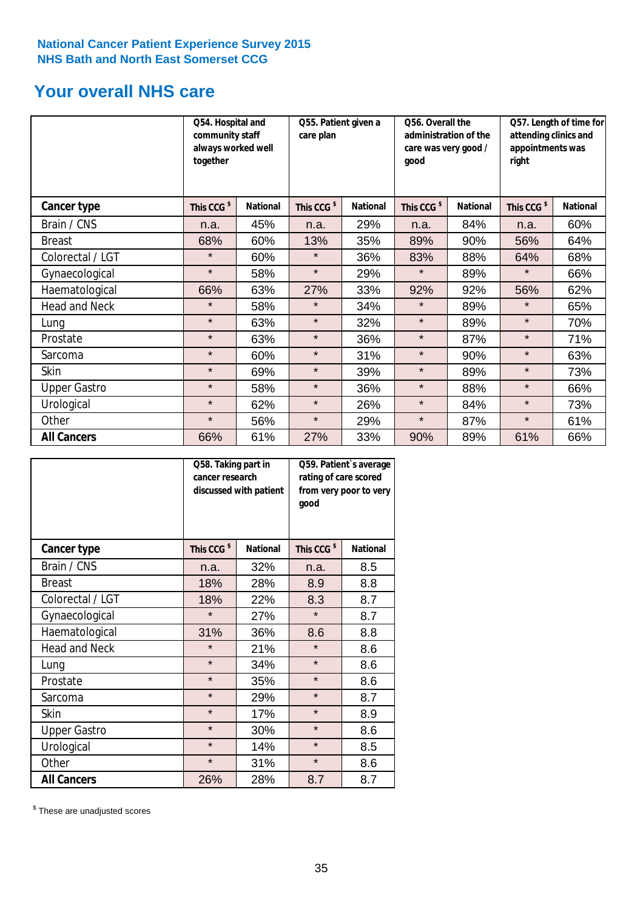National Cancer Patient Experience Survey 2015
NHS Bath and North East Somerset CCG

## Your overall NHS care

| | Q54. Hospital and community staff always worked well together | | Q55. Patient given a care plan | | Q56. Overall the administration of the care was very good / good | | Q57. Length of time for attending clinics and appointments was right | |
|---|---|---|---|---|---|---|---|---|
| **Cancer type** | **This CCG $** | **National** | **This CCG $** | **National** | **This CCG $** | **National** | **This CCG $** | **National** |
| Brain / CNS | n.a. | 45% | n.a. | 29% | n.a. | 84% | n.a. | 60% |
| Breast | 68% | 60% | 13% | 35% | 89% | 90% | 56% | 64% |
| Colorectal / LGT | * | 60% | * | 36% | 83% | 88% | 64% | 68% |
| Gynaecological | * | 58% | * | 29% | * | 89% | * | 66% |
| Haematological | 66% | 63% | 27% | 33% | 92% | 92% | 56% | 62% |
| Head and Neck | * | 58% | * | 34% | * | 89% | * | 65% |
| Lung | * | 63% | * | 32% | * | 89% | * | 70% |
| Prostate | * | 63% | * | 36% | * | 87% | * | 71% |
| Sarcoma | * | 60% | * | 31% | * | 90% | * | 63% |
| Skin | * | 69% | * | 39% | * | 89% | * | 73% |
| Upper Gastro | * | 58% | * | 36% | * | 88% | * | 66% |
| Urological | * | 62% | * | 26% | * | 84% | * | 73% |
| Other | * | 56% | * | 29% | * | 87% | * | 61% |
| **All Cancers** | 66% | 61% | 27% | 33% | 90% | 89% | 61% | 66% |

| | Q58. Taking part in cancer research discussed with patient | | Q59. Patient's average rating of care scored from very poor to very good | |
|---|---|---|---|---|
| **Cancer type** | **This CCG $** | **National** | **This CCG $** | **National** |
| Brain / CNS | n.a. | 32% | n.a. | 8.5 |
| Breast | 18% | 28% | 8.9 | 8.8 |
| Colorectal / LGT | 18% | 22% | 8.3 | 8.7 |
| Gynaecological | * | 27% | * | 8.7 |
| Haematological | 31% | 36% | 8.6 | 8.8 |
| Head and Neck | * | 21% | * | 8.6 |
| Lung | * | 34% | * | 8.6 |
| Prostate | * | 35% | * | 8.6 |
| Sarcoma | * | 29% | * | 8.7 |
| Skin | * | 17% | * | 8.9 |
| Upper Gastro | * | 30% | * | 8.6 |
| Urological | * | 14% | * | 8.5 |
| Other | * | 31% | * | 8.6 |
| **All Cancers** | 26% | 28% | 8.7 | 8.7 |

$ These are unadjusted scores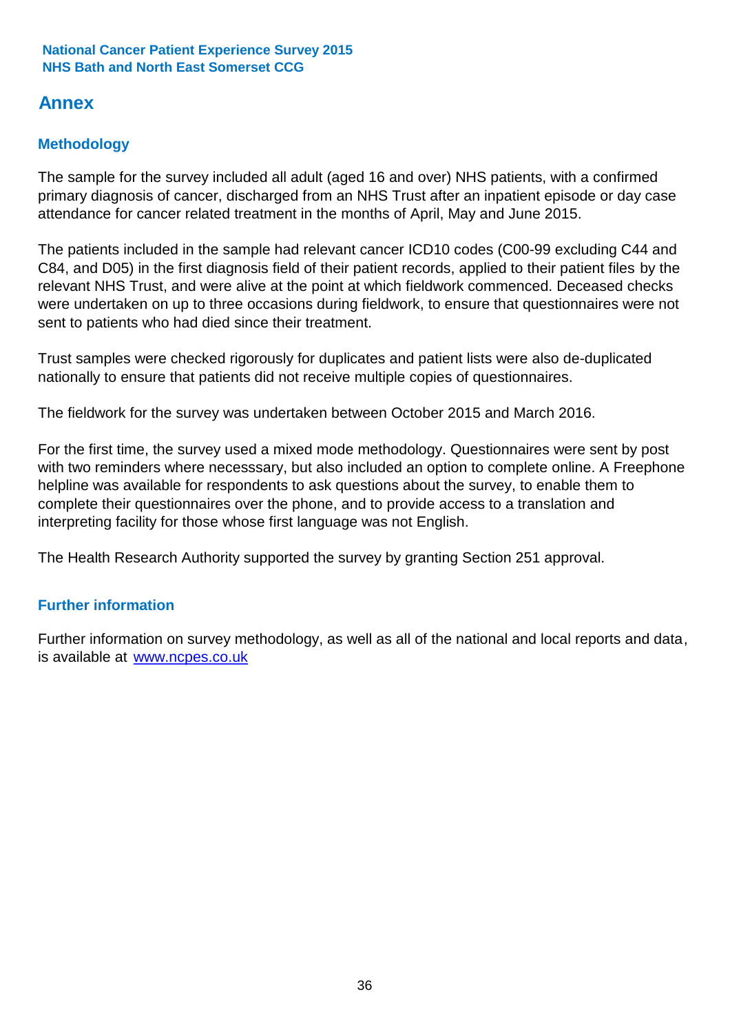## Annex

### Methodology

The sample for the survey included all adult (aged 16 and over) NHS patients, with a confirmed primary diagnosis of cancer, discharged from an NHS Trust after an inpatient episode or day case attendance for cancer related treatment in the months of April, May and June 2015.

The patients included in the sample had relevant cancer ICD10 codes (C00-99 excluding C44 and C84, and D05) in the first diagnosis field of their patient records, applied to their patient files by the relevant NHS Trust, and were alive at the point at which fieldwork commenced. Deceased checks were undertaken on up to three occasions during fieldwork, to ensure that questionnaires were not sent to patients who had died since their treatment.

Trust samples were checked rigorously for duplicates and patient lists were also de-duplicated nationally to ensure that patients did not receive multiple copies of questionnaires.

The fieldwork for the survey was undertaken between October 2015 and March 2016.

For the first time, the survey used a mixed mode methodology. Questionnaires were sent by post with two reminders where necesssary, but also included an option to complete online. A Freephone helpline was available for respondents to ask questions about the survey, to enable them to complete their questionnaires over the phone, and to provide access to a translation and interpreting facility for those whose first language was not English.

The Health Research Authority supported the survey by granting Section 251 approval.

### Further information

Further information on survey methodology, as well as all of the national and local reports and data, is available at [www.ncpes.co.uk](www.ncpes.co.uk)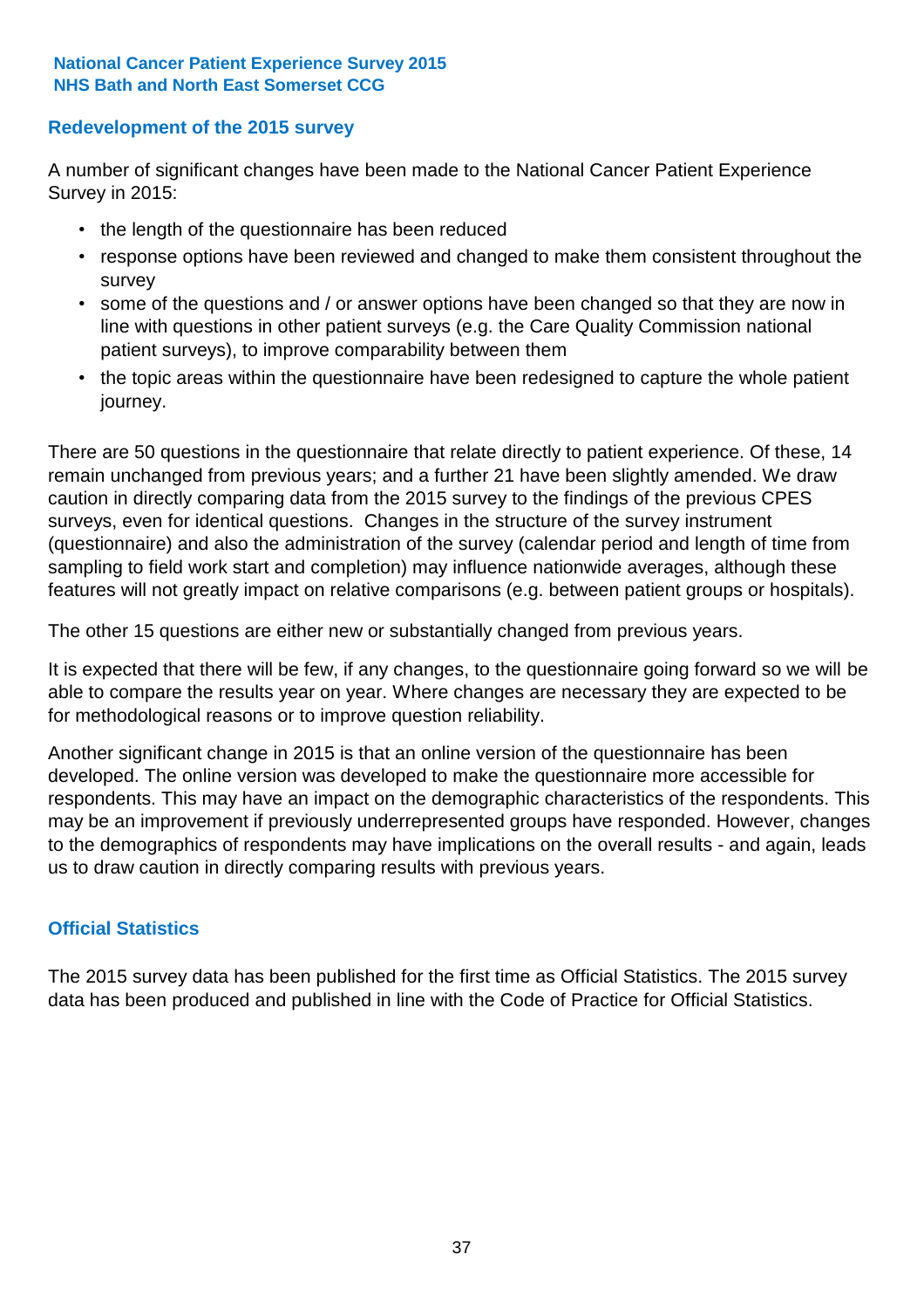## Redevelopment of the 2015 survey

A number of significant changes have been made to the National Cancer Patient Experience Survey in 2015:

- the length of the questionnaire has been reduced
- response options have been reviewed and changed to make them consistent throughout the survey
- some of the questions and / or answer options have been changed so that they are now in line with questions in other patient surveys (e.g. the Care Quality Commission national patient surveys), to improve comparability between them
- the topic areas within the questionnaire have been redesigned to capture the whole patient journey.

There are 50 questions in the questionnaire that relate directly to patient experience. Of these, 14 remain unchanged from previous years; and a further 21 have been slightly amended. We draw caution in directly comparing data from the 2015 survey to the findings of the previous CPES surveys, even for identical questions. Changes in the structure of the survey instrument (questionnaire) and also the administration of the survey (calendar period and length of time from sampling to field work start and completion) may influence nationwide averages, although these features will not greatly impact on relative comparisons (e.g. between patient groups or hospitals).

The other 15 questions are either new or substantially changed from previous years.

It is expected that there will be few, if any changes, to the questionnaire going forward so we will be able to compare the results year on year. Where changes are necessary they are expected to be for methodological reasons or to improve question reliability.

Another significant change in 2015 is that an online version of the questionnaire has been developed. The online version was developed to make the questionnaire more accessible for respondents. This may have an impact on the demographic characteristics of the respondents. This may be an improvement if previously underrepresented groups have responded. However, changes to the demographics of respondents may have implications on the overall results - and again, leads us to draw caution in directly comparing results with previous years.

## Official Statistics

The 2015 survey data has been published for the first time as Official Statistics. The 2015 survey data has been produced and published in line with the Code of Practice for Official Statistics.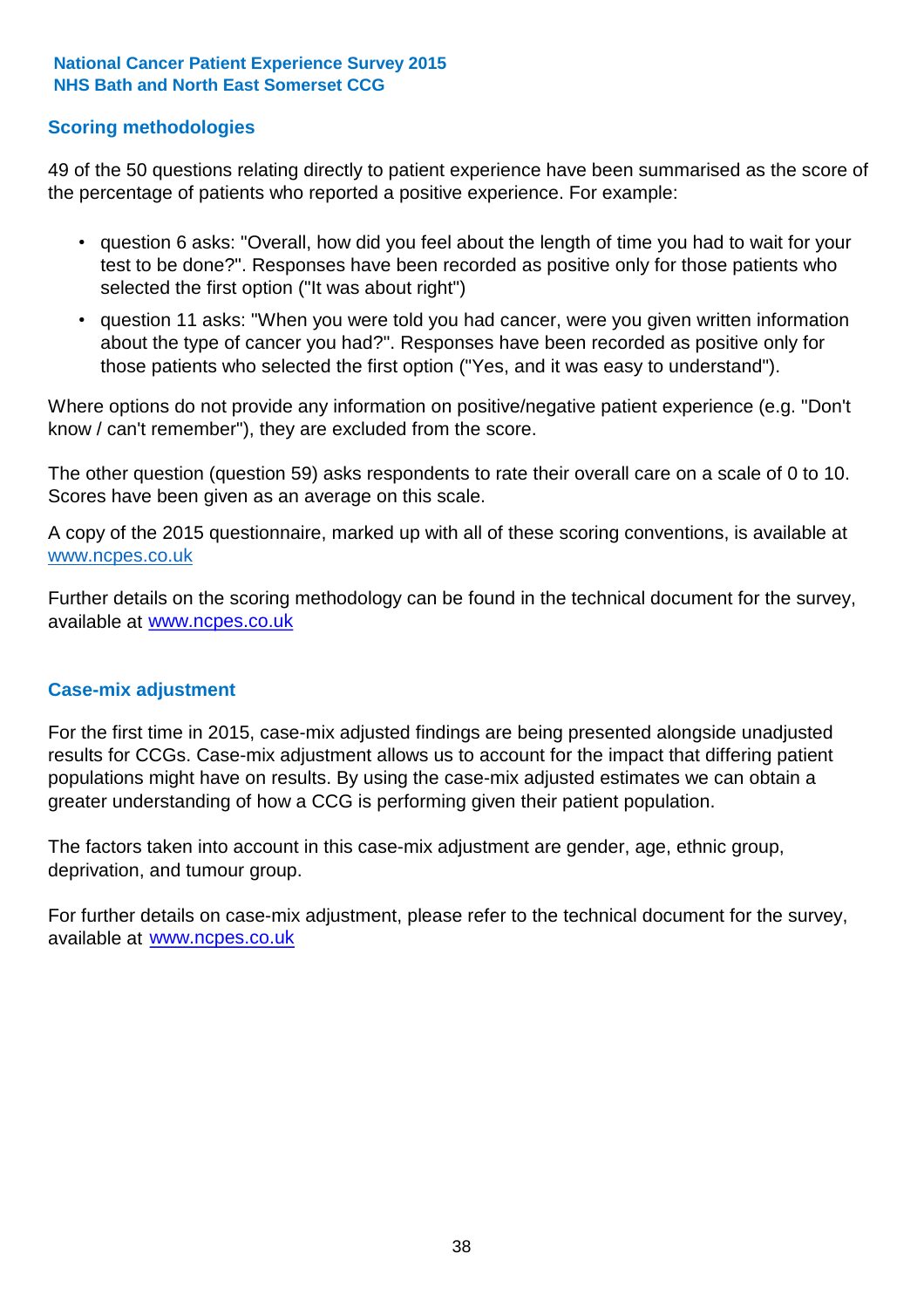## Scoring methodologies

49 of the 50 questions relating directly to patient experience have been summarised as the score of the percentage of patients who reported a positive experience. For example:

- question 6 asks: "Overall, how did you feel about the length of time you had to wait for your test to be done?". Responses have been recorded as positive only for those patients who selected the first option ("It was about right")
- question 11 asks: "When you were told you had cancer, were you given written information about the type of cancer you had?". Responses have been recorded as positive only for those patients who selected the first option ("Yes, and it was easy to understand").

Where options do not provide any information on positive/negative patient experience (e.g. "Don't know / can't remember"), they are excluded from the score.

The other question (question 59) asks respondents to rate their overall care on a scale of 0 to 10. Scores have been given as an average on this scale.

A copy of the 2015 questionnaire, marked up with all of these scoring conventions, is available at www.ncpes.co.uk

Further details on the scoring methodology can be found in the technical document for the survey, available at www.ncpes.co.uk

## Case-mix adjustment

For the first time in 2015, case-mix adjusted findings are being presented alongside unadjusted results for CCGs. Case-mix adjustment allows us to account for the impact that differing patient populations might have on results. By using the case-mix adjusted estimates we can obtain a greater understanding of how a CCG is performing given their patient population.

The factors taken into account in this case-mix adjustment are gender, age, ethnic group, deprivation, and tumour group.

For further details on case-mix adjustment, please refer to the technical document for the survey, available at www.ncpes.co.uk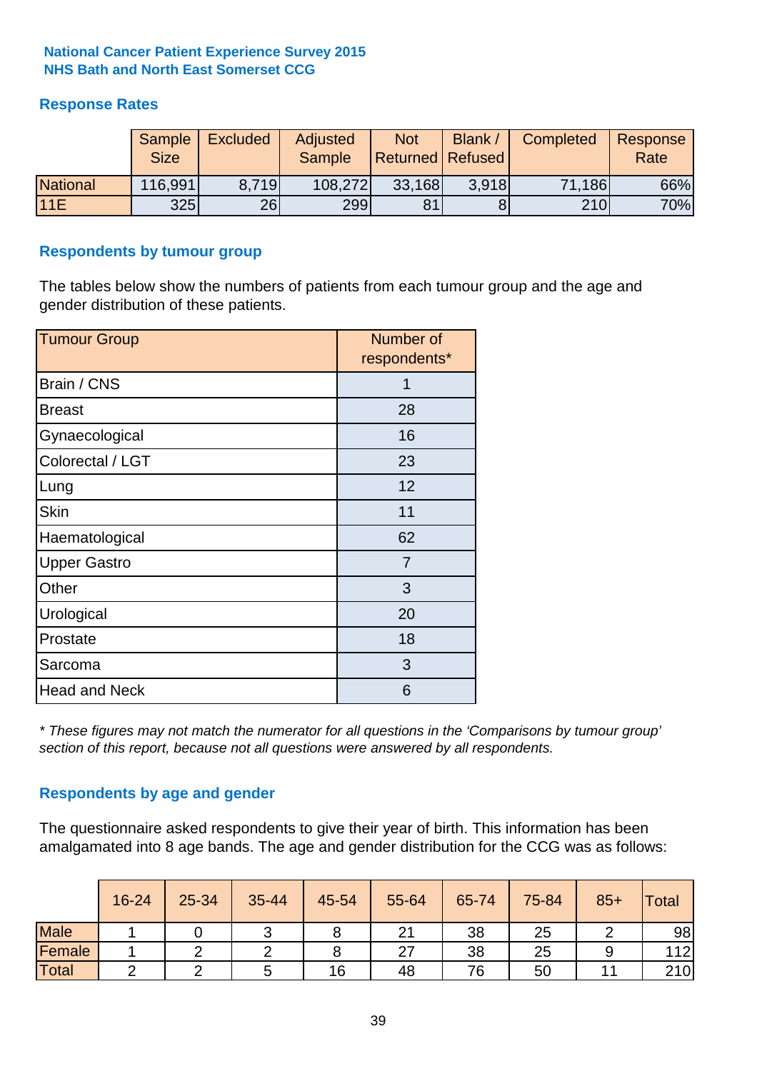**National Cancer Patient Experience Survey 2015**
**NHS Bath and North East Somerset CCG**

## Response Rates

| | Sample Size | Excluded | Adjusted Sample | Not Returned | Blank / Refused | Completed | Response Rate |
|---|---|---|---|---|---|---|---|
| National | 116,991 | 8,719 | 108,272 | 33,168 | 3,918 | 71,186 | 66% |
| 11E | 325 | 26 | 299 | 81 | 8 | 210 | 70% |

## Respondents by tumour group

The tables below show the numbers of patients from each tumour group and the age and gender distribution of these patients.

| Tumour Group | Number of respondents* |
|---|---|
| Brain / CNS | 1 |
| Breast | 28 |
| Gynaecological | 16 |
| Colorectal / LGT | 23 |
| Lung | 12 |
| Skin | 11 |
| Haematological | 62 |
| Upper Gastro | 7 |
| Other | 3 |
| Urological | 20 |
| Prostate | 18 |
| Sarcoma | 3 |
| Head and Neck | 6 |

*\* These figures may not match the numerator for all questions in the 'Comparisons by tumour group' section of this report, because not all questions were answered by all respondents.*

## Respondents by age and gender

The questionnaire asked respondents to give their year of birth. This information has been amalgamated into 8 age bands. The age and gender distribution for the CCG was as follows:

| | 16-24 | 25-34 | 35-44 | 45-54 | 55-64 | 65-74 | 75-84 | 85+ | Total |
|---|---|---|---|---|---|---|---|---|---|
| Male | 1 | 0 | 3 | 8 | 21 | 38 | 25 | 2 | 98 |
| Female | 1 | 2 | 2 | 8 | 27 | 38 | 25 | 9 | 112 |
| Total | 2 | 2 | 5 | 16 | 48 | 76 | 50 | 11 | 210 |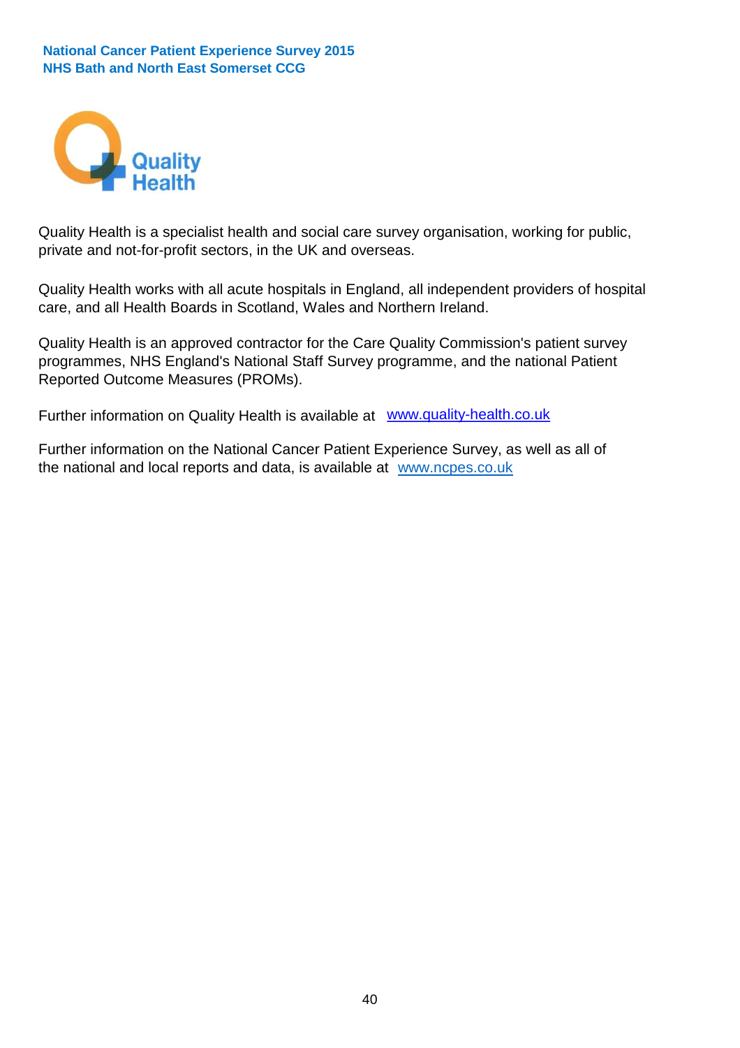**National Cancer Patient Experience Survey 2015**
**NHS Bath and North East Somerset CCG**

Quality Health

Quality Health is a specialist health and social care survey organisation, working for public, private and not-for-profit sectors, in the UK and overseas.

Quality Health works with all acute hospitals in England, all independent providers of hospital care, and all Health Boards in Scotland, Wales and Northern Ireland.

Quality Health is an approved contractor for the Care Quality Commission's patient survey programmes, NHS England's National Staff Survey programme, and the national Patient Reported Outcome Measures (PROMs).

Further information on Quality Health is available at [www.quality-health.co.uk](http://www.quality-health.co.uk)

Further information on the National Cancer Patient Experience Survey, as well as all of the national and local reports and data, is available at [www.ncpes.co.uk](http://www.ncpes.co.uk)